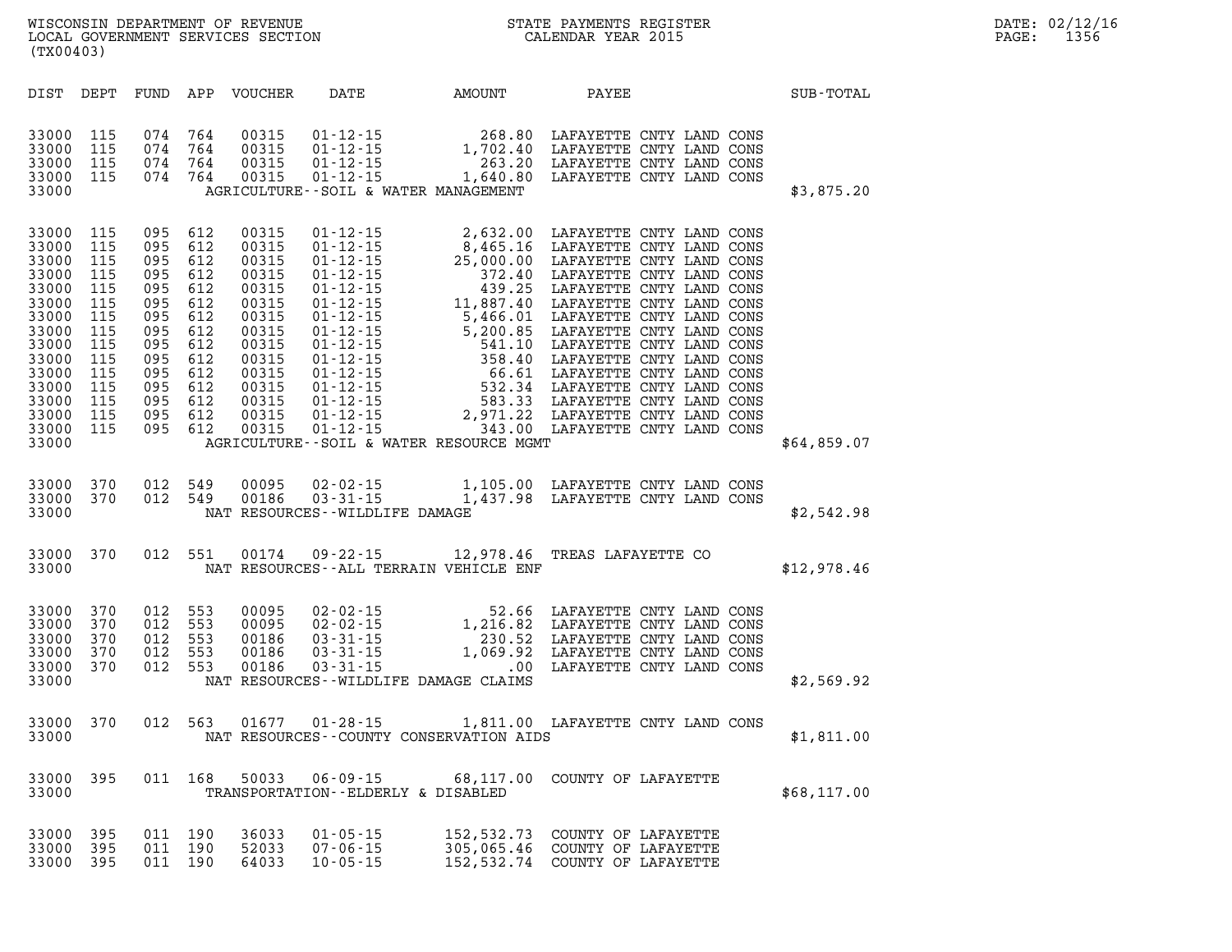WISCONSIN DEPARTMENT OF REVENUE
LOCAL GOVERNMENT SERVICES SECTION
(TX00403)

STATE PAYMENTS REGISTER
CALENDAR YEAR 2015

DATE: 02/12/16
PAGE: 1356

| DIST | DEPT | FUND | APP | VOUCHER | DATE | AMOUNT | PAYEE | SUB-TOTAL |
|---|---|---|---|---|---|---|---|---|
| 33000 | 115 | 074 | 764 | 00315 | 01-12-15 | 268.80 | LAFAYETTE CNTY LAND CONS | |
| 33000 | 115 | 074 | 764 | 00315 | 01-12-15 | 1,702.40 | LAFAYETTE CNTY LAND CONS | |
| 33000 | 115 | 074 | 764 | 00315 | 01-12-15 | 263.20 | LAFAYETTE CNTY LAND CONS | |
| 33000 | 115 | 074 | 764 | 00315 | 01-12-15 | 1,640.80 | LAFAYETTE CNTY LAND CONS | |
| 33000 | | | | | AGRICULTURE--SOIL & WATER MANAGEMENT | | | $3,875.20 |
| 33000 | 115 | 095 | 612 | 00315 | 01-12-15 | 2,632.00 | LAFAYETTE CNTY LAND CONS | |
| 33000 | 115 | 095 | 612 | 00315 | 01-12-15 | 8,465.16 | LAFAYETTE CNTY LAND CONS | |
| 33000 | 115 | 095 | 612 | 00315 | 01-12-15 | 25,000.00 | LAFAYETTE CNTY LAND CONS | |
| 33000 | 115 | 095 | 612 | 00315 | 01-12-15 | 372.40 | LAFAYETTE CNTY LAND CONS | |
| 33000 | 115 | 095 | 612 | 00315 | 01-12-15 | 439.25 | LAFAYETTE CNTY LAND CONS | |
| 33000 | 115 | 095 | 612 | 00315 | 01-12-15 | 11,887.40 | LAFAYETTE CNTY LAND CONS | |
| 33000 | 115 | 095 | 612 | 00315 | 01-12-15 | 5,466.01 | LAFAYETTE CNTY LAND CONS | |
| 33000 | 115 | 095 | 612 | 00315 | 01-12-15 | 5,200.85 | LAFAYETTE CNTY LAND CONS | |
| 33000 | 115 | 095 | 612 | 00315 | 01-12-15 | 541.10 | LAFAYETTE CNTY LAND CONS | |
| 33000 | 115 | 095 | 612 | 00315 | 01-12-15 | 358.40 | LAFAYETTE CNTY LAND CONS | |
| 33000 | 115 | 095 | 612 | 00315 | 01-12-15 | 66.61 | LAFAYETTE CNTY LAND CONS | |
| 33000 | 115 | 095 | 612 | 00315 | 01-12-15 | 532.34 | LAFAYETTE CNTY LAND CONS | |
| 33000 | 115 | 095 | 612 | 00315 | 01-12-15 | 583.33 | LAFAYETTE CNTY LAND CONS | |
| 33000 | 115 | 095 | 612 | 00315 | 01-12-15 | 2,971.22 | LAFAYETTE CNTY LAND CONS | |
| 33000 | 115 | 095 | 612 | 00315 | 01-12-15 | 343.00 | LAFAYETTE CNTY LAND CONS | |
| 33000 | | | | | AGRICULTURE--SOIL & WATER RESOURCE MGMT | | | $64,859.07 |
| 33000 | 370 | 012 | 549 | 00095 | 02-02-15 | 1,105.00 | LAFAYETTE CNTY LAND CONS | |
| 33000 | 370 | 012 | 549 | 00186 | 03-31-15 | 1,437.98 | LAFAYETTE CNTY LAND CONS | |
| 33000 | | | | | NAT RESOURCES--WILDLIFE DAMAGE | | | $2,542.98 |
| 33000 | 370 | 012 | 551 | 00174 | 09-22-15 | 12,978.46 | TREAS LAFAYETTE CO | |
| 33000 | | | | | NAT RESOURCES--ALL TERRAIN VEHICLE ENF | | | $12,978.46 |
| 33000 | 370 | 012 | 553 | 00095 | 02-02-15 | 52.66 | LAFAYETTE CNTY LAND CONS | |
| 33000 | 370 | 012 | 553 | 00095 | 02-02-15 | 1,216.82 | LAFAYETTE CNTY LAND CONS | |
| 33000 | 370 | 012 | 553 | 00186 | 03-31-15 | 230.52 | LAFAYETTE CNTY LAND CONS | |
| 33000 | 370 | 012 | 553 | 00186 | 03-31-15 | 1,069.92 | LAFAYETTE CNTY LAND CONS | |
| 33000 | 370 | 012 | 553 | 00186 | 03-31-15 | .00 | LAFAYETTE CNTY LAND CONS | |
| 33000 | | | | | NAT RESOURCES--WILDLIFE DAMAGE CLAIMS | | | $2,569.92 |
| 33000 | 370 | 012 | 563 | 01677 | 01-28-15 | 1,811.00 | LAFAYETTE CNTY LAND CONS | |
| 33000 | | | | | NAT RESOURCES--COUNTY CONSERVATION AIDS | | | $1,811.00 |
| 33000 | 395 | 011 | 168 | 50033 | 06-09-15 | 68,117.00 | COUNTY OF LAFAYETTE | |
| 33000 | | | | | TRANSPORTATION--ELDERLY & DISABLED | | | $68,117.00 |
| 33000 | 395 | 011 | 190 | 36033 | 01-05-15 | 152,532.73 | COUNTY OF LAFAYETTE | |
| 33000 | 395 | 011 | 190 | 52033 | 07-06-15 | 305,065.46 | COUNTY OF LAFAYETTE | |
| 33000 | 395 | 011 | 190 | 64033 | 10-05-15 | 152,532.74 | COUNTY OF LAFAYETTE | |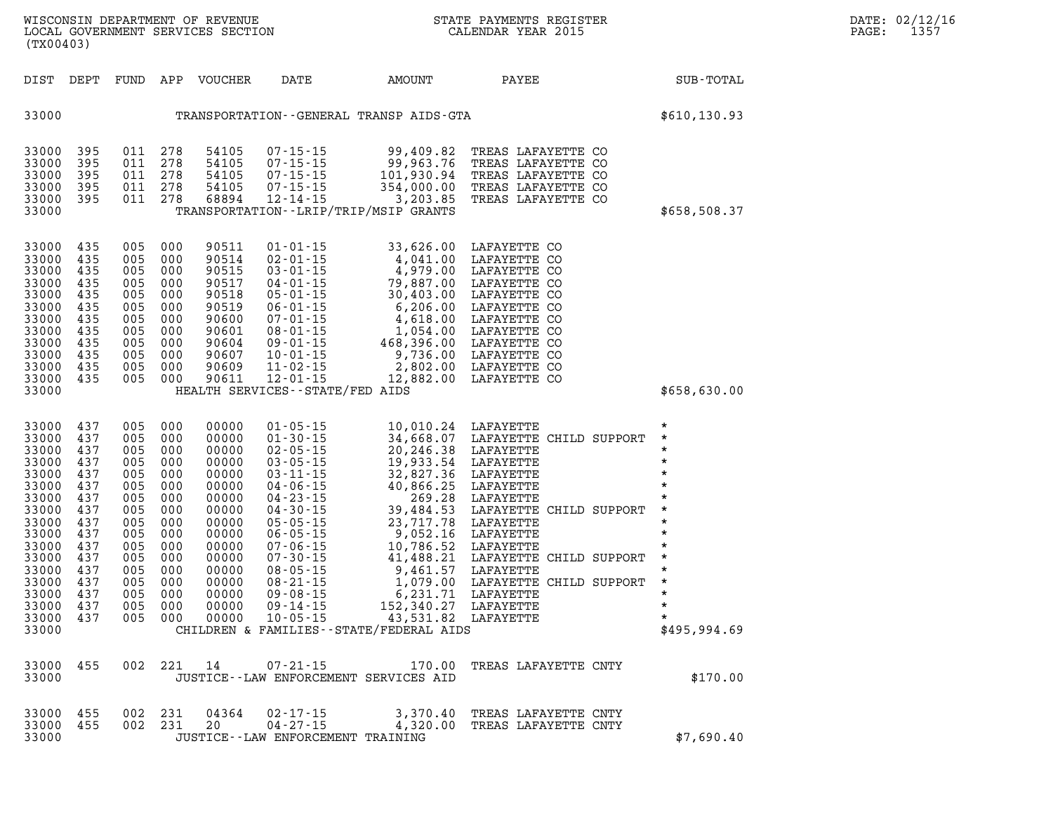WISCONSIN DEPARTMENT OF REVENUE
LOCAL GOVERNMENT SERVICES SECTION
(TX00403)

STATE PAYMENTS REGISTER
CALENDAR YEAR 2015

DATE: 02/12/16

| DIST | DEPT | FUND | APP | VOUCHER | DATE | AMOUNT | PAYEE | SUB-TOTAL |
|---|---|---|---|---|---|---|---|---|
| 33000 | | | | | TRANSPORTATION--GENERAL TRANSP AIDS-GTA | | | $610,130.93 |
| 33000 | 395 | 011 | 278 | 54105 | 07-15-15 | 99,409.82 | TREAS LAFAYETTE CO | |
| 33000 | 395 | 011 | 278 | 54105 | 07-15-15 | 99,963.76 | TREAS LAFAYETTE CO | |
| 33000 | 395 | 011 | 278 | 54105 | 07-15-15 | 101,930.94 | TREAS LAFAYETTE CO | |
| 33000 | 395 | 011 | 278 | 54105 | 07-15-15 | 354,000.00 | TREAS LAFAYETTE CO | |
| 33000 | 395 | 011 | 278 | 68894 | 12-14-15 | 3,203.85 | TREAS LAFAYETTE CO | |
| 33000 | | | | | TRANSPORTATION--LRIP/TRIP/MSIP GRANTS | | | $658,508.37 |
| 33000 | 435 | 005 | 000 | 90511 | 01-01-15 | 33,626.00 | LAFAYETTE CO | |
| 33000 | 435 | 005 | 000 | 90514 | 02-01-15 | 4,041.00 | LAFAYETTE CO | |
| 33000 | 435 | 005 | 000 | 90515 | 03-01-15 | 4,979.00 | LAFAYETTE CO | |
| 33000 | 435 | 005 | 000 | 90517 | 04-01-15 | 79,887.00 | LAFAYETTE CO | |
| 33000 | 435 | 005 | 000 | 90518 | 05-01-15 | 30,403.00 | LAFAYETTE CO | |
| 33000 | 435 | 005 | 000 | 90519 | 06-01-15 | 6,206.00 | LAFAYETTE CO | |
| 33000 | 435 | 005 | 000 | 90600 | 07-01-15 | 4,618.00 | LAFAYETTE CO | |
| 33000 | 435 | 005 | 000 | 90601 | 08-01-15 | 1,054.00 | LAFAYETTE CO | |
| 33000 | 435 | 005 | 000 | 90604 | 09-01-15 | 468,396.00 | LAFAYETTE CO | |
| 33000 | 435 | 005 | 000 | 90607 | 10-01-15 | 9,736.00 | LAFAYETTE CO | |
| 33000 | 435 | 005 | 000 | 90609 | 11-02-15 | 2,802.00 | LAFAYETTE CO | |
| 33000 | 435 | 005 | 000 | 90611 | 12-01-15 | 12,882.00 | LAFAYETTE CO | |
| 33000 | | | | | HEALTH SERVICES--STATE/FED AIDS | | | $658,630.00 |
| 33000 | 437 | 005 | 000 | 00000 | 01-05-15 | 10,010.24 | LAFAYETTE | * |
| 33000 | 437 | 005 | 000 | 00000 | 01-30-15 | 34,668.07 | LAFAYETTE CHILD SUPPORT | * |
| 33000 | 437 | 005 | 000 | 00000 | 02-05-15 | 20,246.38 | LAFAYETTE | * |
| 33000 | 437 | 005 | 000 | 00000 | 03-05-15 | 19,933.54 | LAFAYETTE | * |
| 33000 | 437 | 005 | 000 | 00000 | 03-11-15 | 32,827.36 | LAFAYETTE | * |
| 33000 | 437 | 005 | 000 | 00000 | 04-06-15 | 40,866.25 | LAFAYETTE | * |
| 33000 | 437 | 005 | 000 | 00000 | 04-23-15 | 269.28 | LAFAYETTE | * |
| 33000 | 437 | 005 | 000 | 00000 | 04-30-15 | 39,484.53 | LAFAYETTE CHILD SUPPORT | * |
| 33000 | 437 | 005 | 000 | 00000 | 05-05-15 | 23,717.78 | LAFAYETTE | * |
| 33000 | 437 | 005 | 000 | 00000 | 06-05-15 | 9,052.16 | LAFAYETTE | * |
| 33000 | 437 | 005 | 000 | 00000 | 07-06-15 | 10,786.52 | LAFAYETTE | * |
| 33000 | 437 | 005 | 000 | 00000 | 07-30-15 | 41,488.21 | LAFAYETTE CHILD SUPPORT | * |
| 33000 | 437 | 005 | 000 | 00000 | 08-05-15 | 9,461.57 | LAFAYETTE | * |
| 33000 | 437 | 005 | 000 | 00000 | 08-21-15 | 1,079.00 | LAFAYETTE CHILD SUPPORT | * |
| 33000 | 437 | 005 | 000 | 00000 | 09-08-15 | 6,231.71 | LAFAYETTE | * |
| 33000 | 437 | 005 | 000 | 00000 | 09-14-15 | 152,340.27 | LAFAYETTE | * |
| 33000 | 437 | 005 | 000 | 00000 | 10-05-15 | 43,531.82 | LAFAYETTE | * |
| 33000 | | | | | CHILDREN & FAMILIES--STATE/FEDERAL AIDS | | | $495,994.69 |
| 33000 | 455 | 002 | 221 | 14 | 07-21-15 | 170.00 | TREAS LAFAYETTE CNTY | |
| 33000 | | | | | JUSTICE--LAW ENFORCEMENT SERVICES AID | | | $170.00 |
| 33000 | 455 | 002 | 231 | 04364 | 02-17-15 | 3,370.40 | TREAS LAFAYETTE CNTY | |
| 33000 | 455 | 002 | 231 | 20 | 04-27-15 | 4,320.00 | TREAS LAFAYETTE CNTY | |
| 33000 | | | | | JUSTICE--LAW ENFORCEMENT TRAINING | | | $7,690.40 |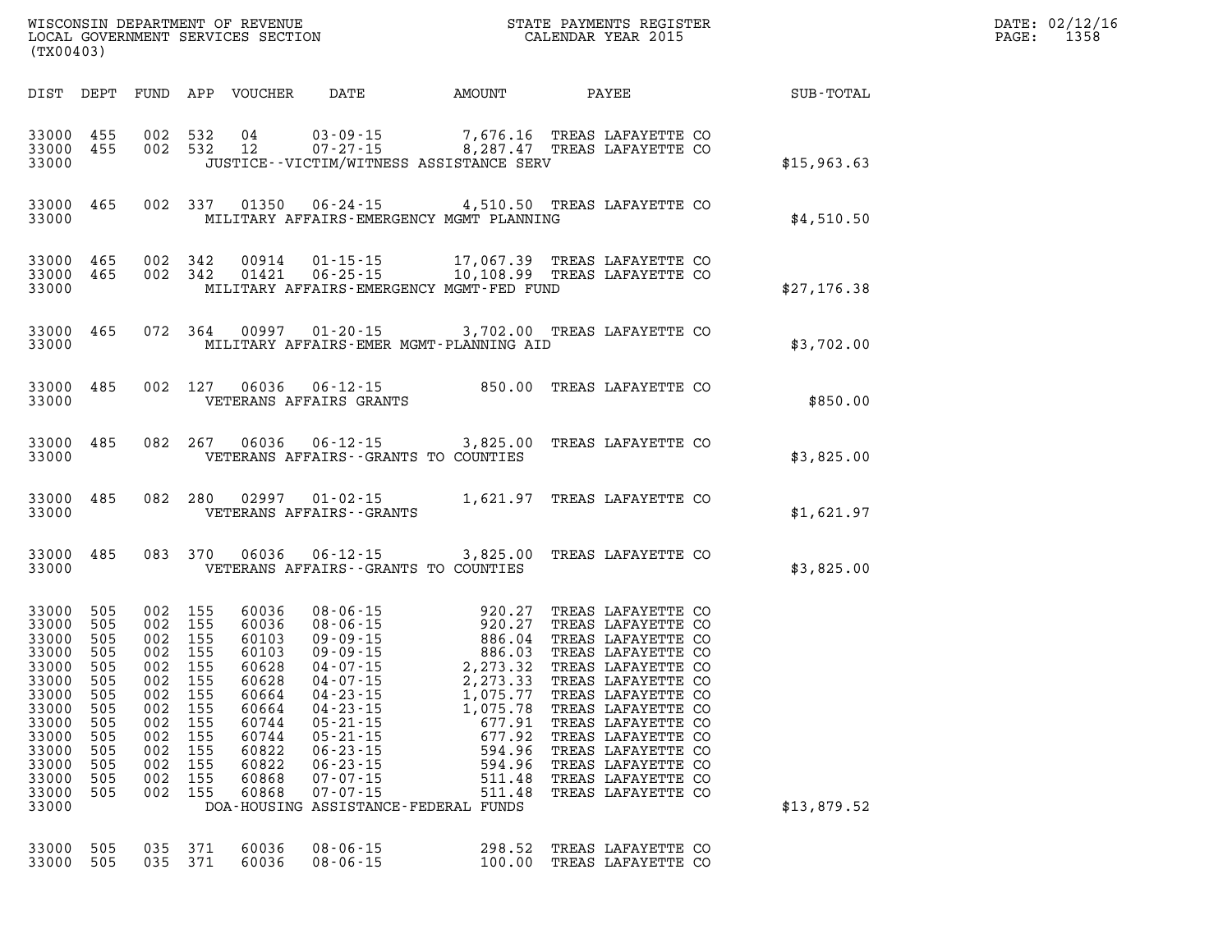WISCONSIN DEPARTMENT OF REVENUE
LOCAL GOVERNMENT SERVICES SECTION
(TX00403)

STATE PAYMENTS REGISTER
CALENDAR YEAR 2015

| DIST | DEPT | FUND | APP | VOUCHER | DATE | AMOUNT | PAYEE | SUB-TOTAL |
|---|---|---|---|---|---|---|---|---|
| 33000 | 455 | 002 | 532 | 04 | 03-09-15 | 7,676.16 | TREAS LAFAYETTE CO | |
| 33000 | 455 | 002 | 532 | 12 | 07-27-15 | 8,287.47 | TREAS LAFAYETTE CO | |
| 33000 | | | | | JUSTICE--VICTIM/WITNESS ASSISTANCE SERV | | | $15,963.63 |
| 33000 | 465 | 002 | 337 | 01350 | 06-24-15 | 4,510.50 | TREAS LAFAYETTE CO | |
| 33000 | | | | | MILITARY AFFAIRS-EMERGENCY MGMT PLANNING | | | $4,510.50 |
| 33000 | 465 | 002 | 342 | 00914 | 01-15-15 | 17,067.39 | TREAS LAFAYETTE CO | |
| 33000 | 465 | 002 | 342 | 01421 | 06-25-15 | 10,108.99 | TREAS LAFAYETTE CO | |
| 33000 | | | | | MILITARY AFFAIRS-EMERGENCY MGMT-FED FUND | | | $27,176.38 |
| 33000 | 465 | 072 | 364 | 00997 | 01-20-15 | 3,702.00 | TREAS LAFAYETTE CO | |
| 33000 | | | | | MILITARY AFFAIRS-EMER MGMT-PLANNING AID | | | $3,702.00 |
| 33000 | 485 | 002 | 127 | 06036 | 06-12-15 | 850.00 | TREAS LAFAYETTE CO | |
| 33000 | | | | | VETERANS AFFAIRS GRANTS | | | $850.00 |
| 33000 | 485 | 082 | 267 | 06036 | 06-12-15 | 3,825.00 | TREAS LAFAYETTE CO | |
| 33000 | | | | | VETERANS AFFAIRS--GRANTS TO COUNTIES | | | $3,825.00 |
| 33000 | 485 | 082 | 280 | 02997 | 01-02-15 | 1,621.97 | TREAS LAFAYETTE CO | |
| 33000 | | | | | VETERANS AFFAIRS--GRANTS | | | $1,621.97 |
| 33000 | 485 | 083 | 370 | 06036 | 06-12-15 | 3,825.00 | TREAS LAFAYETTE CO | |
| 33000 | | | | | VETERANS AFFAIRS--GRANTS TO COUNTIES | | | $3,825.00 |
| 33000 | 505 | 002 | 155 | 60036 | 08-06-15 | 920.27 | TREAS LAFAYETTE CO | |
| 33000 | 505 | 002 | 155 | 60036 | 08-06-15 | 920.27 | TREAS LAFAYETTE CO | |
| 33000 | 505 | 002 | 155 | 60103 | 09-09-15 | 886.04 | TREAS LAFAYETTE CO | |
| 33000 | 505 | 002 | 155 | 60103 | 09-09-15 | 886.03 | TREAS LAFAYETTE CO | |
| 33000 | 505 | 002 | 155 | 60628 | 04-07-15 | 2,273.32 | TREAS LAFAYETTE CO | |
| 33000 | 505 | 002 | 155 | 60628 | 04-07-15 | 2,273.33 | TREAS LAFAYETTE CO | |
| 33000 | 505 | 002 | 155 | 60664 | 04-23-15 | 1,075.77 | TREAS LAFAYETTE CO | |
| 33000 | 505 | 002 | 155 | 60664 | 04-23-15 | 1,075.78 | TREAS LAFAYETTE CO | |
| 33000 | 505 | 002 | 155 | 60744 | 05-21-15 | 677.91 | TREAS LAFAYETTE CO | |
| 33000 | 505 | 002 | 155 | 60744 | 05-21-15 | 677.92 | TREAS LAFAYETTE CO | |
| 33000 | 505 | 002 | 155 | 60822 | 06-23-15 | 594.96 | TREAS LAFAYETTE CO | |
| 33000 | 505 | 002 | 155 | 60822 | 06-23-15 | 594.96 | TREAS LAFAYETTE CO | |
| 33000 | 505 | 002 | 155 | 60868 | 07-07-15 | 511.48 | TREAS LAFAYETTE CO | |
| 33000 | 505 | 002 | 155 | 60868 | 07-07-15 | 511.48 | TREAS LAFAYETTE CO | |
| 33000 | | | | | DOA-HOUSING ASSISTANCE-FEDERAL FUNDS | | | $13,879.52 |
| 33000 | 505 | 035 | 371 | 60036 | 08-06-15 | 298.52 | TREAS LAFAYETTE CO | |
| 33000 | 505 | 035 | 371 | 60036 | 08-06-15 | 100.00 | TREAS LAFAYETTE CO | |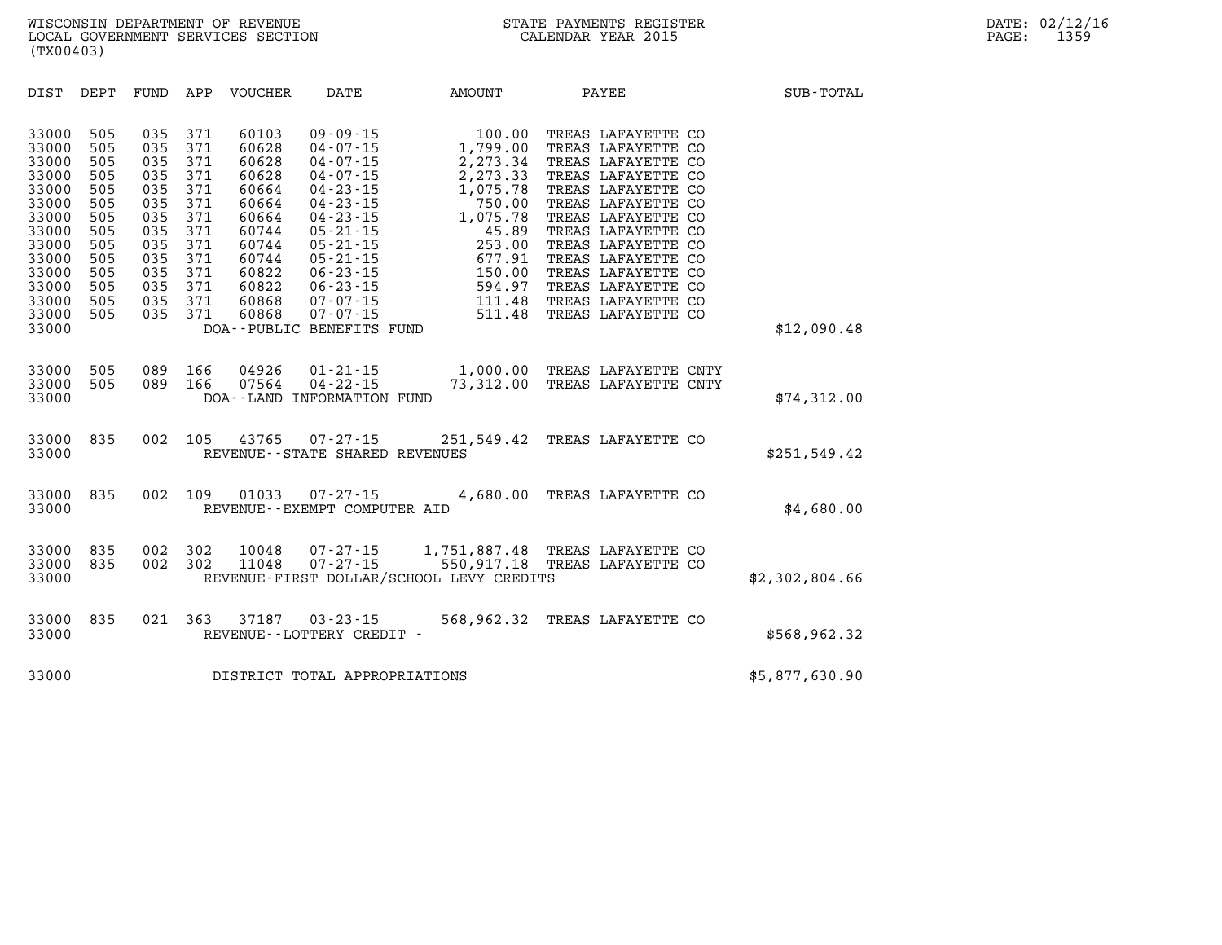WISCONSIN DEPARTMENT OF REVENUE
LOCAL GOVERNMENT SERVICES SECTION
(TX00403)

STATE PAYMENTS REGISTER
CALENDAR YEAR 2015

DATE: 02/12/16
PAGE: 1359

| DIST | DEPT | FUND | APP | VOUCHER | DATE | AMOUNT | PAYEE | SUB-TOTAL |
|---|---|---|---|---|---|---|---|---|
| 33000 | 505 | 035 | 371 | 60103 | 09-09-15 | 100.00 | TREAS LAFAYETTE CO | |
| 33000 | 505 | 035 | 371 | 60628 | 04-07-15 | 1,799.00 | TREAS LAFAYETTE CO | |
| 33000 | 505 | 035 | 371 | 60628 | 04-07-15 | 2,273.34 | TREAS LAFAYETTE CO | |
| 33000 | 505 | 035 | 371 | 60628 | 04-07-15 | 2,273.33 | TREAS LAFAYETTE CO | |
| 33000 | 505 | 035 | 371 | 60664 | 04-23-15 | 1,075.78 | TREAS LAFAYETTE CO | |
| 33000 | 505 | 035 | 371 | 60664 | 04-23-15 | 750.00 | TREAS LAFAYETTE CO | |
| 33000 | 505 | 035 | 371 | 60664 | 04-23-15 | 1,075.78 | TREAS LAFAYETTE CO | |
| 33000 | 505 | 035 | 371 | 60744 | 05-21-15 | 45.89 | TREAS LAFAYETTE CO | |
| 33000 | 505 | 035 | 371 | 60744 | 05-21-15 | 253.00 | TREAS LAFAYETTE CO | |
| 33000 | 505 | 035 | 371 | 60744 | 05-21-15 | 677.91 | TREAS LAFAYETTE CO | |
| 33000 | 505 | 035 | 371 | 60822 | 06-23-15 | 150.00 | TREAS LAFAYETTE CO | |
| 33000 | 505 | 035 | 371 | 60822 | 06-23-15 | 594.97 | TREAS LAFAYETTE CO | |
| 33000 | 505 | 035 | 371 | 60868 | 07-07-15 | 111.48 | TREAS LAFAYETTE CO | |
| 33000 | 505 | 035 | 371 | 60868 | 07-07-15 | 511.48 | TREAS LAFAYETTE CO | |
| 33000 | | | | DOA--PUBLIC BENEFITS FUND | | | | $12,090.48 |
| 33000 | 505 | 089 | 166 | 04926 | 01-21-15 | 1,000.00 | TREAS LAFAYETTE CNTY | |
| 33000 | 505 | 089 | 166 | 07564 | 04-22-15 | 73,312.00 | TREAS LAFAYETTE CNTY | |
| 33000 | | | | DOA--LAND INFORMATION FUND | | | | $74,312.00 |
| 33000 | 835 | 002 | 105 | 43765 | 07-27-15 | 251,549.42 | TREAS LAFAYETTE CO | |
| 33000 | | | | REVENUE--STATE SHARED REVENUES | | | | $251,549.42 |
| 33000 | 835 | 002 | 109 | 01033 | 07-27-15 | 4,680.00 | TREAS LAFAYETTE CO | |
| 33000 | | | | REVENUE--EXEMPT COMPUTER AID | | | | $4,680.00 |
| 33000 | 835 | 002 | 302 | 10048 | 07-27-15 | 1,751,887.48 | TREAS LAFAYETTE CO | |
| 33000 | 835 | 002 | 302 | 11048 | 07-27-15 | 550,917.18 | TREAS LAFAYETTE CO | |
| 33000 | | | | REVENUE-FIRST DOLLAR/SCHOOL LEVY CREDITS | | | | $2,302,804.66 |
| 33000 | 835 | 021 | 363 | 37187 | 03-23-15 | 568,962.32 | TREAS LAFAYETTE CO | |
| 33000 | | | | REVENUE--LOTTERY CREDIT - | | | | $568,962.32 |
| 33000 | | | | DISTRICT TOTAL APPROPRIATIONS | | | | $5,877,630.90 |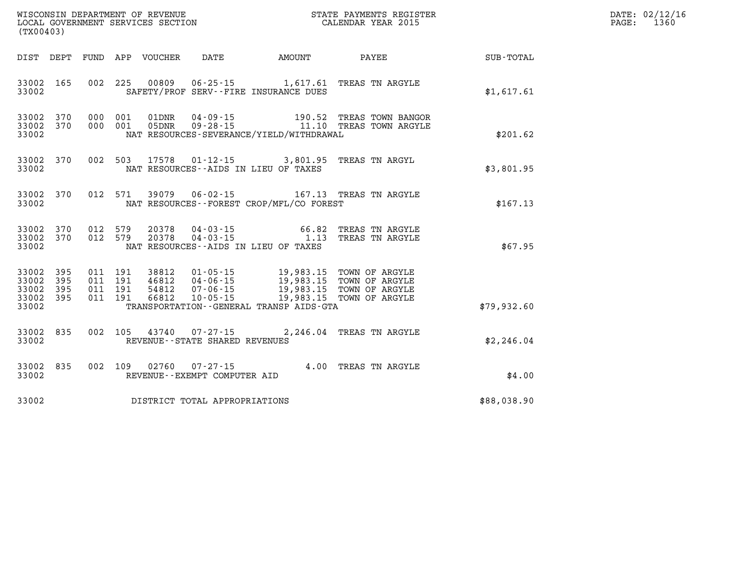WISCONSIN DEPARTMENT OF REVENUE
LOCAL GOVERNMENT SERVICES SECTION
(TX00403)

STATE PAYMENTS REGISTER
CALENDAR YEAR 2015

DATE: 02/12/16
PAGE: 1360

| DIST | DEPT | FUND | APP | VOUCHER | DATE | AMOUNT | PAYEE | SUB-TOTAL |
|---|---|---|---|---|---|---|---|---|
| 33002 | 165 | 002 | 225 | 00809 | 06-25-15 | 1,617.61 | TREAS TN ARGYLE | |
| 33002 | | | | SAFETY/PROF SERV--FIRE INSURANCE DUES | | | | $1,617.61 |
| 33002 | 370 | 000 | 001 | 01DNR | 04-09-15 | 190.52 | TREAS TOWN BANGOR | |
| 33002 | 370 | 000 | 001 | 05DNR | 09-28-15 | 11.10 | TREAS TOWN ARGYLE | |
| 33002 | | | | NAT RESOURCES-SEVERANCE/YIELD/WITHDRAWAL | | | | $201.62 |
| 33002 | 370 | 002 | 503 | 17578 | 01-12-15 | 3,801.95 | TREAS TN ARGYL | |
| 33002 | | | | NAT RESOURCES--AIDS IN LIEU OF TAXES | | | | $3,801.95 |
| 33002 | 370 | 012 | 571 | 39079 | 06-02-15 | 167.13 | TREAS TN ARGYLE | |
| 33002 | | | | NAT RESOURCES--FOREST CROP/MFL/CO FOREST | | | | $167.13 |
| 33002 | 370 | 012 | 579 | 20378 | 04-03-15 | 66.82 | TREAS TN ARGYLE | |
| 33002 | 370 | 012 | 579 | 20378 | 04-03-15 | 1.13 | TREAS TN ARGYLE | |
| 33002 | | | | NAT RESOURCES--AIDS IN LIEU OF TAXES | | | | $67.95 |
| 33002 | 395 | 011 | 191 | 38812 | 01-05-15 | 19,983.15 | TOWN OF ARGYLE | |
| 33002 | 395 | 011 | 191 | 46812 | 04-06-15 | 19,983.15 | TOWN OF ARGYLE | |
| 33002 | 395 | 011 | 191 | 54812 | 07-06-15 | 19,983.15 | TOWN OF ARGYLE | |
| 33002 | 395 | 011 | 191 | 66812 | 10-05-15 | 19,983.15 | TOWN OF ARGYLE | |
| 33002 | | | | TRANSPORTATION--GENERAL TRANSP AIDS-GTA | | | | $79,932.60 |
| 33002 | 835 | 002 | 105 | 43740 | 07-27-15 | 2,246.04 | TREAS TN ARGYLE | |
| 33002 | | | | REVENUE--STATE SHARED REVENUES | | | | $2,246.04 |
| 33002 | 835 | 002 | 109 | 02760 | 07-27-15 | 4.00 | TREAS TN ARGYLE | |
| 33002 | | | | REVENUE--EXEMPT COMPUTER AID | | | | $4.00 |
| 33002 | | | | DISTRICT TOTAL APPROPRIATIONS | | | | $88,038.90 |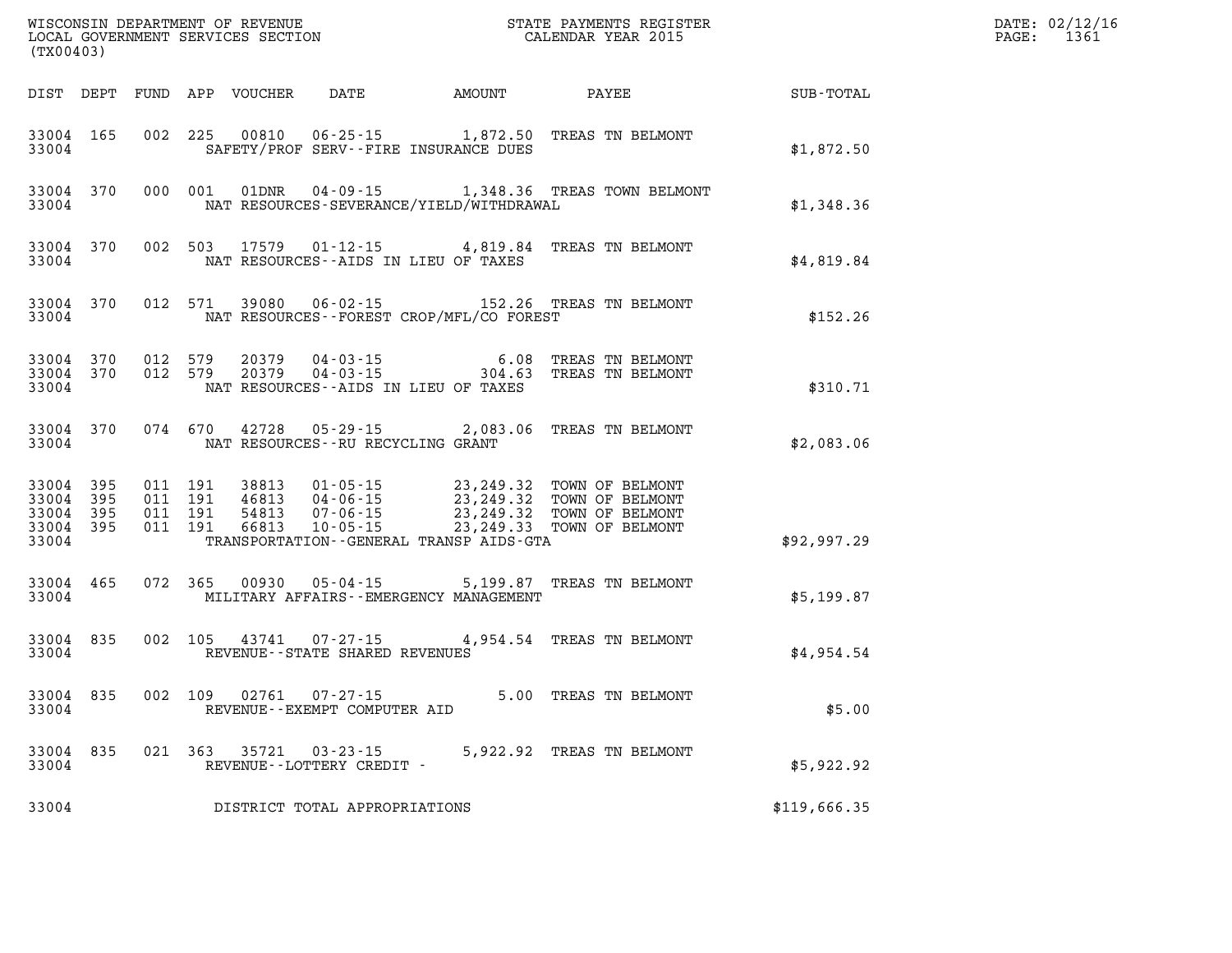WISCONSIN DEPARTMENT OF REVENUE
LOCAL GOVERNMENT SERVICES SECTION
(TX00403)

STATE PAYMENTS REGISTER
CALENDAR YEAR 2015

DATE: 02/12/16
PAGE: 1361

| DIST | DEPT | FUND | APP | VOUCHER | DATE | AMOUNT | PAYEE | SUB-TOTAL |
|---|---|---|---|---|---|---|---|---|
| 33004 | 165 | 002 | 225 | 00810 | 06-25-15 | 1,872.50 | TREAS TN BELMONT | |
| 33004 | | | | SAFETY/PROF SERV--FIRE INSURANCE DUES | | | | $1,872.50 |
| 33004 | 370 | 000 | 001 | 01DNR | 04-09-15 | 1,348.36 | TREAS TOWN BELMONT | |
| 33004 | | | | NAT RESOURCES-SEVERANCE/YIELD/WITHDRAWAL | | | | $1,348.36 |
| 33004 | 370 | 002 | 503 | 17579 | 01-12-15 | 4,819.84 | TREAS TN BELMONT | |
| 33004 | | | | NAT RESOURCES--AIDS IN LIEU OF TAXES | | | | $4,819.84 |
| 33004 | 370 | 012 | 571 | 39080 | 06-02-15 | 152.26 | TREAS TN BELMONT | |
| 33004 | | | | NAT RESOURCES--FOREST CROP/MFL/CO FOREST | | | | $152.26 |
| 33004 | 370 | 012 | 579 | 20379 | 04-03-15 | 6.08 | TREAS TN BELMONT | |
| 33004 | 370 | 012 | 579 | 20379 | 04-03-15 | 304.63 | TREAS TN BELMONT | |
| 33004 | | | | NAT RESOURCES--AIDS IN LIEU OF TAXES | | | | $310.71 |
| 33004 | 370 | 074 | 670 | 42728 | 05-29-15 | 2,083.06 | TREAS TN BELMONT | |
| 33004 | | | | NAT RESOURCES--RU RECYCLING GRANT | | | | $2,083.06 |
| 33004 | 395 | 011 | 191 | 38813 | 01-05-15 | 23,249.32 | TOWN OF BELMONT | |
| 33004 | 395 | 011 | 191 | 46813 | 04-06-15 | 23,249.32 | TOWN OF BELMONT | |
| 33004 | 395 | 011 | 191 | 54813 | 07-06-15 | 23,249.32 | TOWN OF BELMONT | |
| 33004 | 395 | 011 | 191 | 66813 | 10-05-15 | 23,249.33 | TOWN OF BELMONT | |
| 33004 | | | | TRANSPORTATION--GENERAL TRANSP AIDS-GTA | | | | $92,997.29 |
| 33004 | 465 | 072 | 365 | 00930 | 05-04-15 | 5,199.87 | TREAS TN BELMONT | |
| 33004 | | | | MILITARY AFFAIRS--EMERGENCY MANAGEMENT | | | | $5,199.87 |
| 33004 | 835 | 002 | 105 | 43741 | 07-27-15 | 4,954.54 | TREAS TN BELMONT | |
| 33004 | | | | REVENUE--STATE SHARED REVENUES | | | | $4,954.54 |
| 33004 | 835 | 002 | 109 | 02761 | 07-27-15 | 5.00 | TREAS TN BELMONT | |
| 33004 | | | | REVENUE--EXEMPT COMPUTER AID | | | | $5.00 |
| 33004 | 835 | 021 | 363 | 35721 | 03-23-15 | 5,922.92 | TREAS TN BELMONT | |
| 33004 | | | | REVENUE--LOTTERY CREDIT - | | | | $5,922.92 |
| 33004 | | | | DISTRICT TOTAL APPROPRIATIONS | | | | $119,666.35 |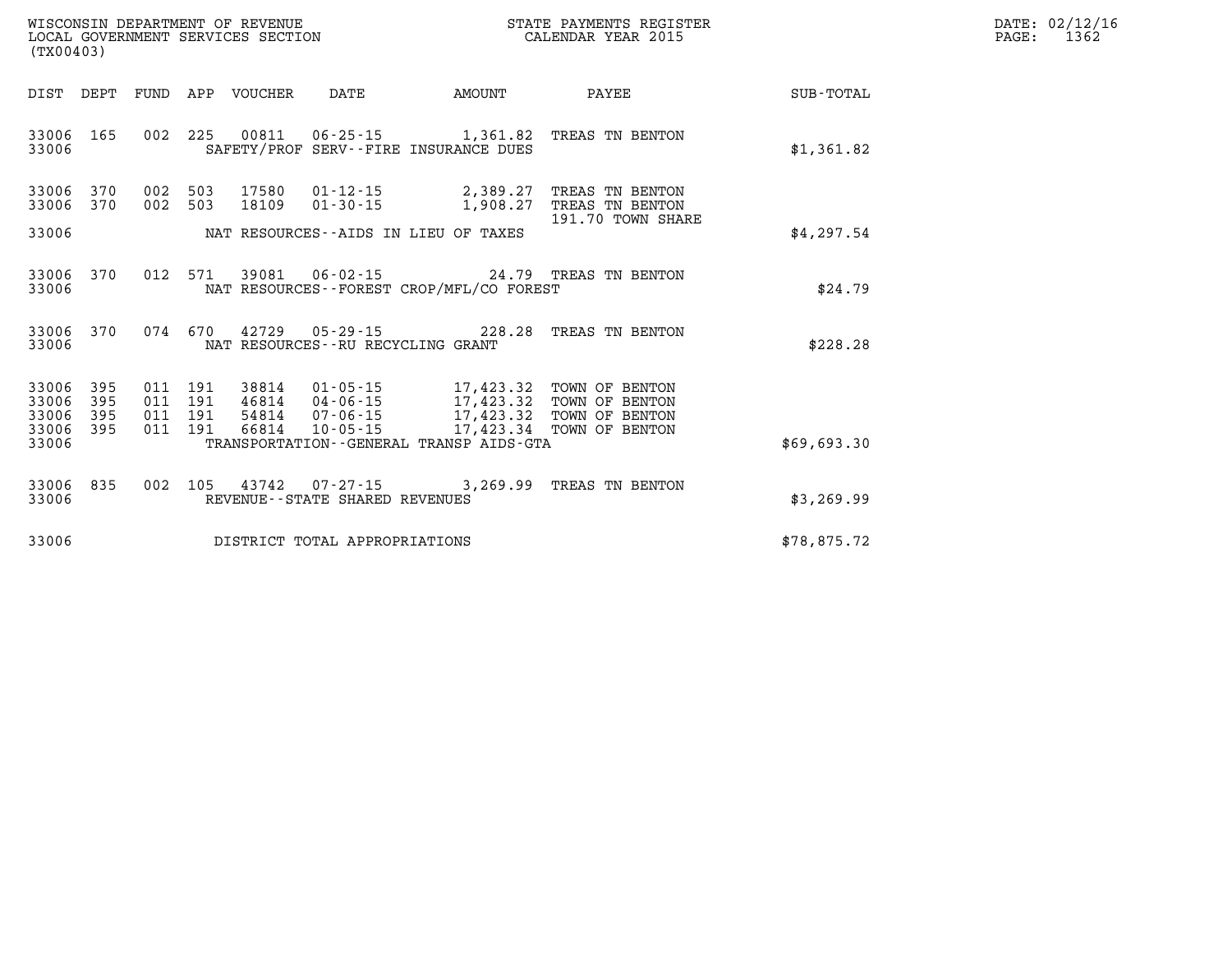WISCONSIN DEPARTMENT OF REVENUE
LOCAL GOVERNMENT SERVICES SECTION
(TX00403)

STATE PAYMENTS REGISTER
CALENDAR YEAR 2015

DATE: 02/12/16
PAGE: 1362

| DIST | DEPT | FUND | APP | VOUCHER | DATE | AMOUNT | PAYEE | SUB-TOTAL |
|---|---|---|---|---|---|---|---|---|
| 33006 | 165 | 002 | 225 | 00811 | 06-25-15 | 1,361.82 | TREAS TN BENTON | |
| 33006 | | | | | SAFETY/PROF SERV--FIRE INSURANCE DUES | | | $1,361.82 |
| 33006 | 370 | 002 | 503 | 17580 | 01-12-15 | 2,389.27 | TREAS TN BENTON | |
| 33006 | 370 | 002 | 503 | 18109 | 01-30-15 | 1,908.27 | TREAS TN BENTON<br>191.70 TOWN SHARE | |
| 33006 | | | | | NAT RESOURCES--AIDS IN LIEU OF TAXES | | | $4,297.54 |
| 33006 | 370 | 012 | 571 | 39081 | 06-02-15 | 24.79 | TREAS TN BENTON | |
| 33006 | | | | | NAT RESOURCES--FOREST CROP/MFL/CO FOREST | | | $24.79 |
| 33006 | 370 | 074 | 670 | 42729 | 05-29-15 | 228.28 | TREAS TN BENTON | |
| 33006 | | | | | NAT RESOURCES--RU RECYCLING GRANT | | | $228.28 |
| 33006 | 395 | 011 | 191 | 38814 | 01-05-15 | 17,423.32 | TOWN OF BENTON | |
| 33006 | 395 | 011 | 191 | 46814 | 04-06-15 | 17,423.32 | TOWN OF BENTON | |
| 33006 | 395 | 011 | 191 | 54814 | 07-06-15 | 17,423.32 | TOWN OF BENTON | |
| 33006 | 395 | 011 | 191 | 66814 | 10-05-15 | 17,423.34 | TOWN OF BENTON | |
| 33006 | | | | | TRANSPORTATION--GENERAL TRANSP AIDS-GTA | | | $69,693.30 |
| 33006 | 835 | 002 | 105 | 43742 | 07-27-15 | 3,269.99 | TREAS TN BENTON | |
| 33006 | | | | | REVENUE--STATE SHARED REVENUES | | | $3,269.99 |
| 33006 | | | | | DISTRICT TOTAL APPROPRIATIONS | | | $78,875.72 |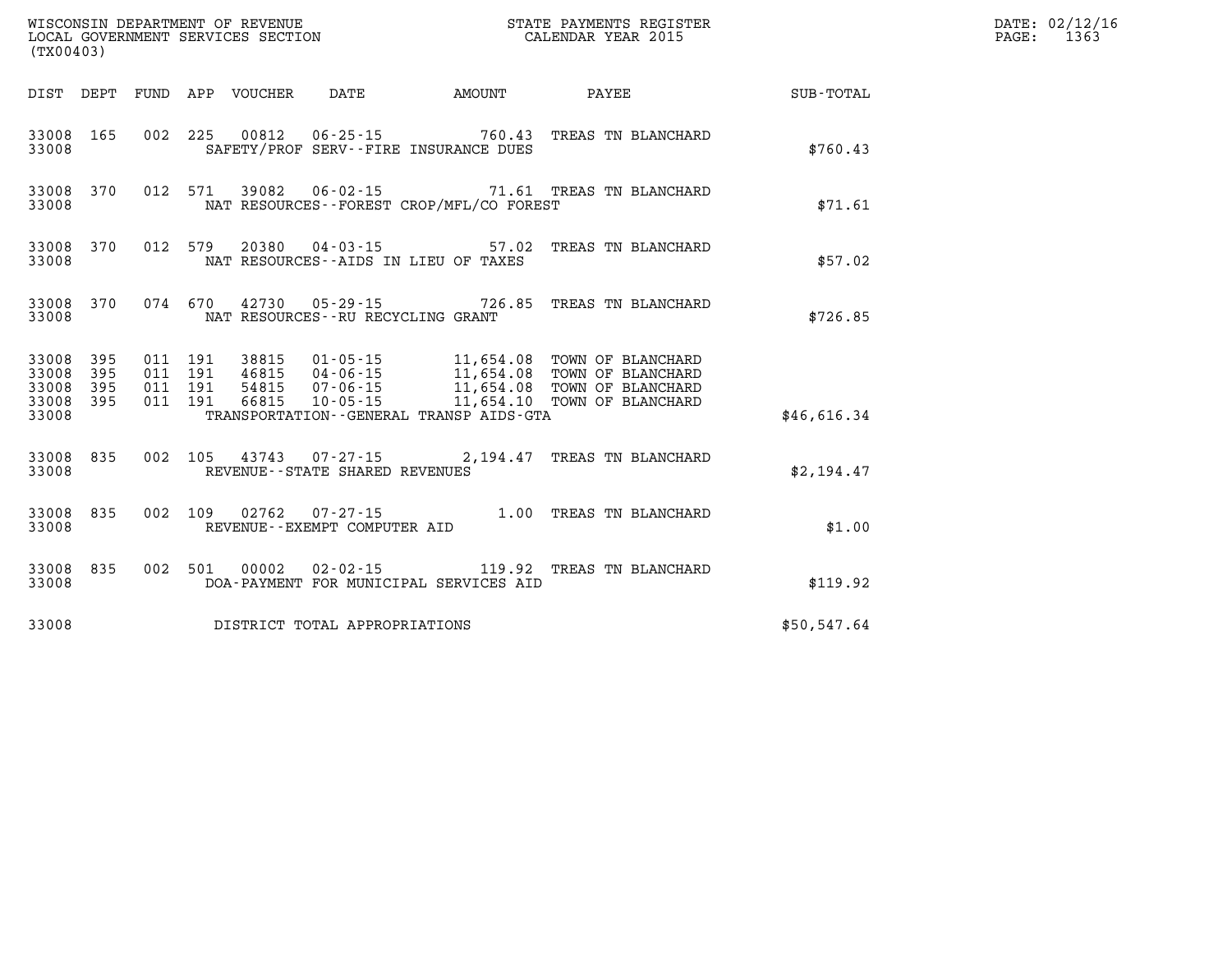WISCONSIN DEPARTMENT OF REVENUE
LOCAL GOVERNMENT SERVICES SECTION
(TX00403)

STATE PAYMENTS REGISTER
CALENDAR YEAR 2015

DATE: 02/12/16
PAGE: 1363

| DIST | DEPT | FUND | APP | VOUCHER | DATE | AMOUNT | PAYEE | SUB-TOTAL |
|---|---|---|---|---|---|---|---|---|
| 33008 | 165 | 002 | 225 | 00812 | 06-25-15 | 760.43 | TREAS TN BLANCHARD | |
| 33008 | | | | SAFETY/PROF SERV--FIRE INSURANCE DUES | | | | $760.43 |
| 33008 | 370 | 012 | 571 | 39082 | 06-02-15 | 71.61 | TREAS TN BLANCHARD | |
| 33008 | | | | NAT RESOURCES--FOREST CROP/MFL/CO FOREST | | | | $71.61 |
| 33008 | 370 | 012 | 579 | 20380 | 04-03-15 | 57.02 | TREAS TN BLANCHARD | |
| 33008 | | | | NAT RESOURCES--AIDS IN LIEU OF TAXES | | | | $57.02 |
| 33008 | 370 | 074 | 670 | 42730 | 05-29-15 | 726.85 | TREAS TN BLANCHARD | |
| 33008 | | | | NAT RESOURCES--RU RECYCLING GRANT | | | | $726.85 |
| 33008 | 395 | 011 | 191 | 38815 | 01-05-15 | 11,654.08 | TOWN OF BLANCHARD | |
| 33008 | 395 | 011 | 191 | 46815 | 04-06-15 | 11,654.08 | TOWN OF BLANCHARD | |
| 33008 | 395 | 011 | 191 | 54815 | 07-06-15 | 11,654.08 | TOWN OF BLANCHARD | |
| 33008 | 395 | 011 | 191 | 66815 | 10-05-15 | 11,654.10 | TOWN OF BLANCHARD | |
| 33008 | | | | TRANSPORTATION--GENERAL TRANSP AIDS-GTA | | | | $46,616.34 |
| 33008 | 835 | 002 | 105 | 43743 | 07-27-15 | 2,194.47 | TREAS TN BLANCHARD | |
| 33008 | | | | REVENUE--STATE SHARED REVENUES | | | | $2,194.47 |
| 33008 | 835 | 002 | 109 | 02762 | 07-27-15 | 1.00 | TREAS TN BLANCHARD | |
| 33008 | | | | REVENUE--EXEMPT COMPUTER AID | | | | $1.00 |
| 33008 | 835 | 002 | 501 | 00002 | 02-02-15 | 119.92 | TREAS TN BLANCHARD | |
| 33008 | | | | DOA-PAYMENT FOR MUNICIPAL SERVICES AID | | | | $119.92 |
| 33008 | | | | DISTRICT TOTAL APPROPRIATIONS | | | | $50,547.64 |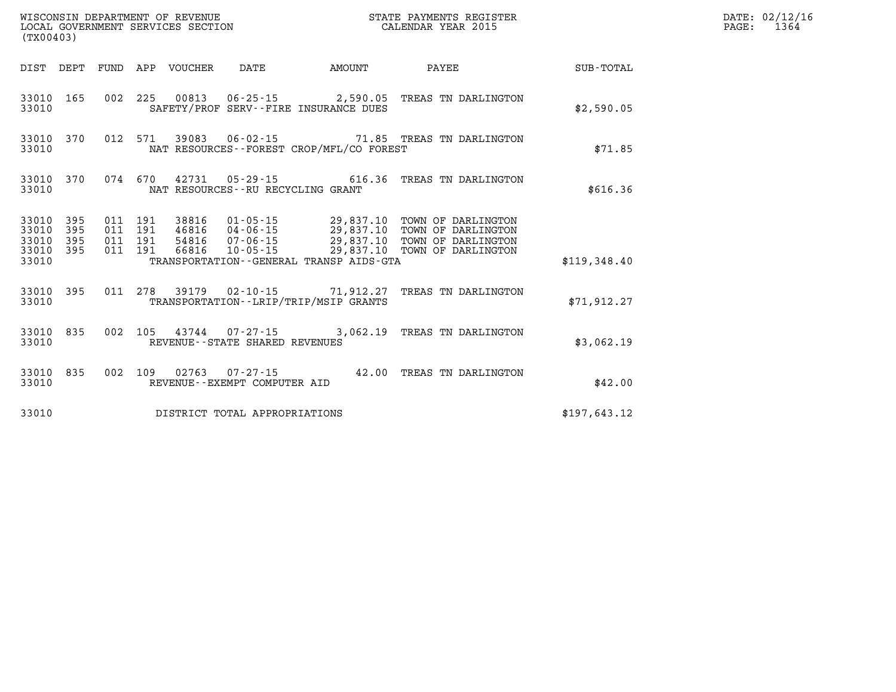WISCONSIN DEPARTMENT OF REVENUE
LOCAL GOVERNMENT SERVICES SECTION
(TX00403)

STATE PAYMENTS REGISTER
CALENDAR YEAR 2015

DATE: 02/12/16
PAGE: 1364

| DIST | DEPT | FUND | APP | VOUCHER | DATE | AMOUNT | PAYEE | SUB-TOTAL |
|---|---|---|---|---|---|---|---|---|
| 33010 | 165 | 002 | 225 | 00813 | 06-25-15 | 2,590.05 | TREAS TN DARLINGTON | |
| 33010 | | | | SAFETY/PROF SERV--FIRE INSURANCE DUES | | | | $2,590.05 |
| 33010 | 370 | 012 | 571 | 39083 | 06-02-15 | 71.85 | TREAS TN DARLINGTON | |
| 33010 | | | | NAT RESOURCES--FOREST CROP/MFL/CO FOREST | | | | $71.85 |
| 33010 | 370 | 074 | 670 | 42731 | 05-29-15 | 616.36 | TREAS TN DARLINGTON | |
| 33010 | | | | NAT RESOURCES--RU RECYCLING GRANT | | | | $616.36 |
| 33010 | 395 | 011 | 191 | 38816 | 01-05-15 | 29,837.10 | TOWN OF DARLINGTON | |
| 33010 | 395 | 011 | 191 | 46816 | 04-06-15 | 29,837.10 | TOWN OF DARLINGTON | |
| 33010 | 395 | 011 | 191 | 54816 | 07-06-15 | 29,837.10 | TOWN OF DARLINGTON | |
| 33010 | 395 | 011 | 191 | 66816 | 10-05-15 | 29,837.10 | TOWN OF DARLINGTON | |
| 33010 | | | | TRANSPORTATION--GENERAL TRANSP AIDS-GTA | | | | $119,348.40 |
| 33010 | 395 | 011 | 278 | 39179 | 02-10-15 | 71,912.27 | TREAS TN DARLINGTON | |
| 33010 | | | | TRANSPORTATION--LRIP/TRIP/MSIP GRANTS | | | | $71,912.27 |
| 33010 | 835 | 002 | 105 | 43744 | 07-27-15 | 3,062.19 | TREAS TN DARLINGTON | |
| 33010 | | | | REVENUE--STATE SHARED REVENUES | | | | $3,062.19 |
| 33010 | 835 | 002 | 109 | 02763 | 07-27-15 | 42.00 | TREAS TN DARLINGTON | |
| 33010 | | | | REVENUE--EXEMPT COMPUTER AID | | | | $42.00 |
| 33010 | | | | DISTRICT TOTAL APPROPRIATIONS | | | | $197,643.12 |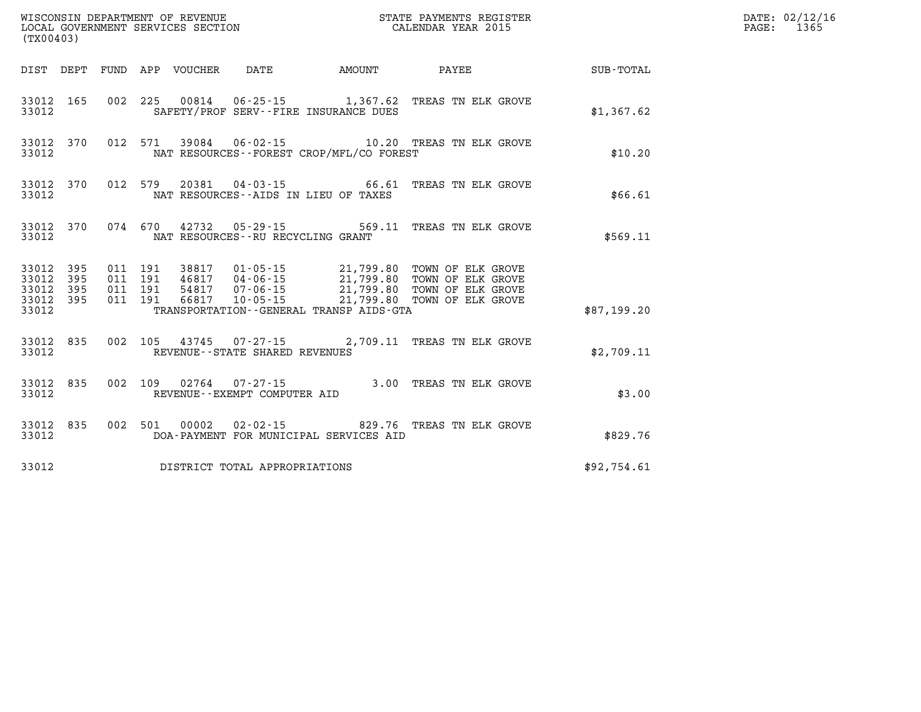WISCONSIN DEPARTMENT OF REVENUE
LOCAL GOVERNMENT SERVICES SECTION
(TX00403)

STATE PAYMENTS REGISTER
CALENDAR YEAR 2015

DATE: 02/12/16

| DIST | DEPT | FUND | APP | VOUCHER | DATE | AMOUNT | PAYEE | SUB-TOTAL |
|---|---|---|---|---|---|---|---|---|
| 33012 | 165 | 002 | 225 | 00814 | 06-25-15 | 1,367.62 | TREAS TN ELK GROVE | |
| 33012 | | | | SAFETY/PROF SERV--FIRE INSURANCE DUES | | | | $1,367.62 |
| 33012 | 370 | 012 | 571 | 39084 | 06-02-15 | 10.20 | TREAS TN ELK GROVE | |
| 33012 | | | | NAT RESOURCES--FOREST CROP/MFL/CO FOREST | | | | $10.20 |
| 33012 | 370 | 012 | 579 | 20381 | 04-03-15 | 66.61 | TREAS TN ELK GROVE | |
| 33012 | | | | NAT RESOURCES--AIDS IN LIEU OF TAXES | | | | $66.61 |
| 33012 | 370 | 074 | 670 | 42732 | 05-29-15 | 569.11 | TREAS TN ELK GROVE | |
| 33012 | | | | NAT RESOURCES--RU RECYCLING GRANT | | | | $569.11 |
| 33012 | 395 | 011 | 191 | 38817 | 01-05-15 | 21,799.80 | TOWN OF ELK GROVE | |
| 33012 | 395 | 011 | 191 | 46817 | 04-06-15 | 21,799.80 | TOWN OF ELK GROVE | |
| 33012 | 395 | 011 | 191 | 54817 | 07-06-15 | 21,799.80 | TOWN OF ELK GROVE | |
| 33012 | 395 | 011 | 191 | 66817 | 10-05-15 | 21,799.80 | TOWN OF ELK GROVE | |
| 33012 | | | | TRANSPORTATION--GENERAL TRANSP AIDS-GTA | | | | $87,199.20 |
| 33012 | 835 | 002 | 105 | 43745 | 07-27-15 | 2,709.11 | TREAS TN ELK GROVE | |
| 33012 | | | | REVENUE--STATE SHARED REVENUES | | | | $2,709.11 |
| 33012 | 835 | 002 | 109 | 02764 | 07-27-15 | 3.00 | TREAS TN ELK GROVE | |
| 33012 | | | | REVENUE--EXEMPT COMPUTER AID | | | | $3.00 |
| 33012 | 835 | 002 | 501 | 00002 | 02-02-15 | 829.76 | TREAS TN ELK GROVE | |
| 33012 | | | | DOA-PAYMENT FOR MUNICIPAL SERVICES AID | | | | $829.76 |
| 33012 | | | | DISTRICT TOTAL APPROPRIATIONS | | | | $92,754.61 |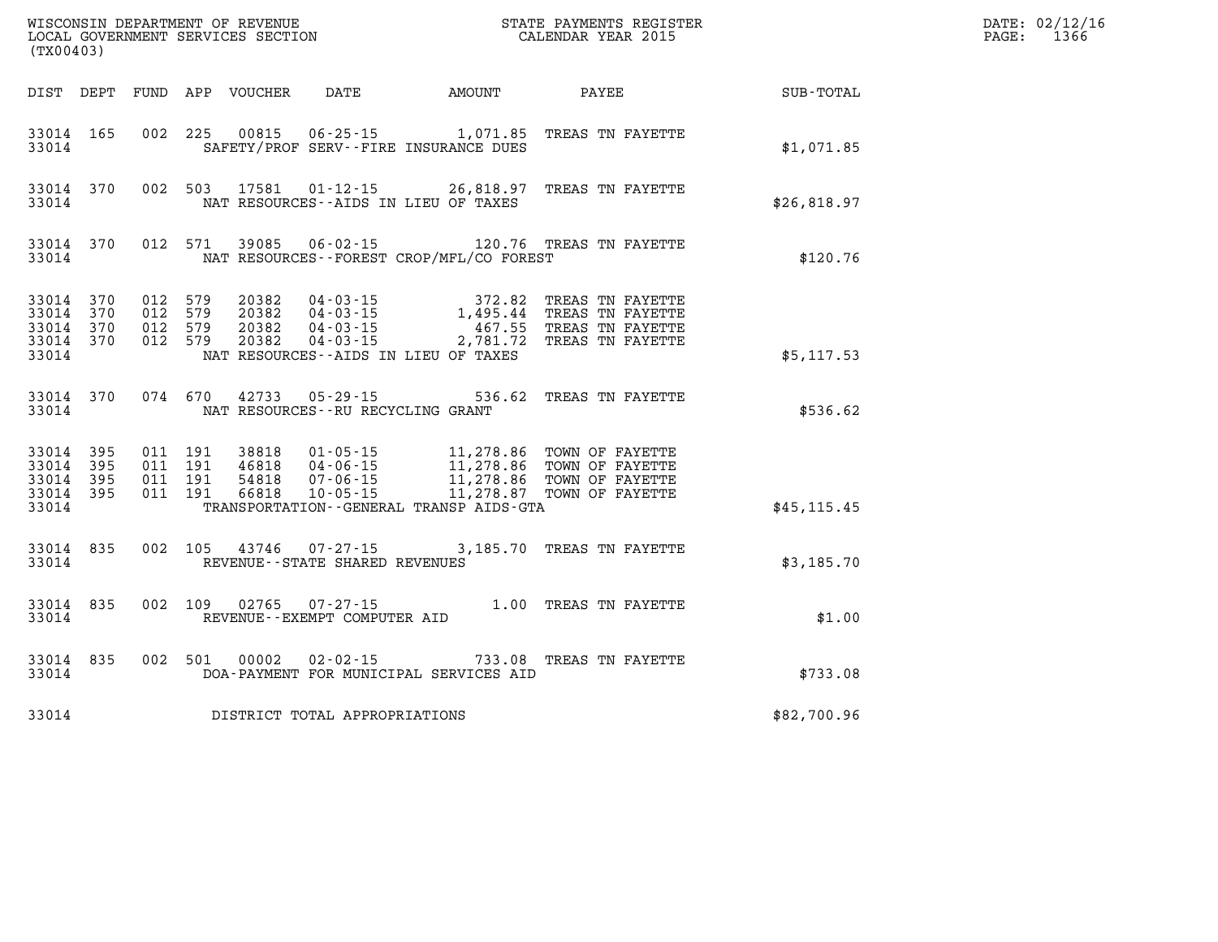WISCONSIN DEPARTMENT OF REVENUE
LOCAL GOVERNMENT SERVICES SECTION
(TX00403)

STATE PAYMENTS REGISTER
CALENDAR YEAR 2015

DATE: 02/12/16
PAGE: 1366

| DIST | DEPT | FUND | APP | VOUCHER | DATE | AMOUNT | PAYEE | SUB-TOTAL |
|---|---|---|---|---|---|---|---|---|
| 33014 | 165 | 002 | 225 | 00815 | 06-25-15 | 1,071.85 | TREAS TN FAYETTE | |
| 33014 | | | | | SAFETY/PROF SERV--FIRE INSURANCE DUES | | | $1,071.85 |
| 33014 | 370 | 002 | 503 | 17581 | 01-12-15 | 26,818.97 | TREAS TN FAYETTE | |
| 33014 | | | | | NAT RESOURCES--AIDS IN LIEU OF TAXES | | | $26,818.97 |
| 33014 | 370 | 012 | 571 | 39085 | 06-02-15 | 120.76 | TREAS TN FAYETTE | |
| 33014 | | | | | NAT RESOURCES--FOREST CROP/MFL/CO FOREST | | | $120.76 |
| 33014 | 370 | 012 | 579 | 20382 | 04-03-15 | 372.82 | TREAS TN FAYETTE | |
| 33014 | 370 | 012 | 579 | 20382 | 04-03-15 | 1,495.44 | TREAS TN FAYETTE | |
| 33014 | 370 | 012 | 579 | 20382 | 04-03-15 | 467.55 | TREAS TN FAYETTE | |
| 33014 | 370 | 012 | 579 | 20382 | 04-03-15 | 2,781.72 | TREAS TN FAYETTE | |
| 33014 | | | | | NAT RESOURCES--AIDS IN LIEU OF TAXES | | | $5,117.53 |
| 33014 | 370 | 074 | 670 | 42733 | 05-29-15 | 536.62 | TREAS TN FAYETTE | |
| 33014 | | | | | NAT RESOURCES--RU RECYCLING GRANT | | | $536.62 |
| 33014 | 395 | 011 | 191 | 38818 | 01-05-15 | 11,278.86 | TOWN OF FAYETTE | |
| 33014 | 395 | 011 | 191 | 46818 | 04-06-15 | 11,278.86 | TOWN OF FAYETTE | |
| 33014 | 395 | 011 | 191 | 54818 | 07-06-15 | 11,278.86 | TOWN OF FAYETTE | |
| 33014 | 395 | 011 | 191 | 66818 | 10-05-15 | 11,278.87 | TOWN OF FAYETTE | |
| 33014 | | | | | TRANSPORTATION--GENERAL TRANSP AIDS-GTA | | | $45,115.45 |
| 33014 | 835 | 002 | 105 | 43746 | 07-27-15 | 3,185.70 | TREAS TN FAYETTE | |
| 33014 | | | | | REVENUE--STATE SHARED REVENUES | | | $3,185.70 |
| 33014 | 835 | 002 | 109 | 02765 | 07-27-15 | 1.00 | TREAS TN FAYETTE | |
| 33014 | | | | | REVENUE--EXEMPT COMPUTER AID | | | $1.00 |
| 33014 | 835 | 002 | 501 | 00002 | 02-02-15 | 733.08 | TREAS TN FAYETTE | |
| 33014 | | | | | DOA-PAYMENT FOR MUNICIPAL SERVICES AID | | | $733.08 |
| 33014 | | | | | DISTRICT TOTAL APPROPRIATIONS | | | $82,700.96 |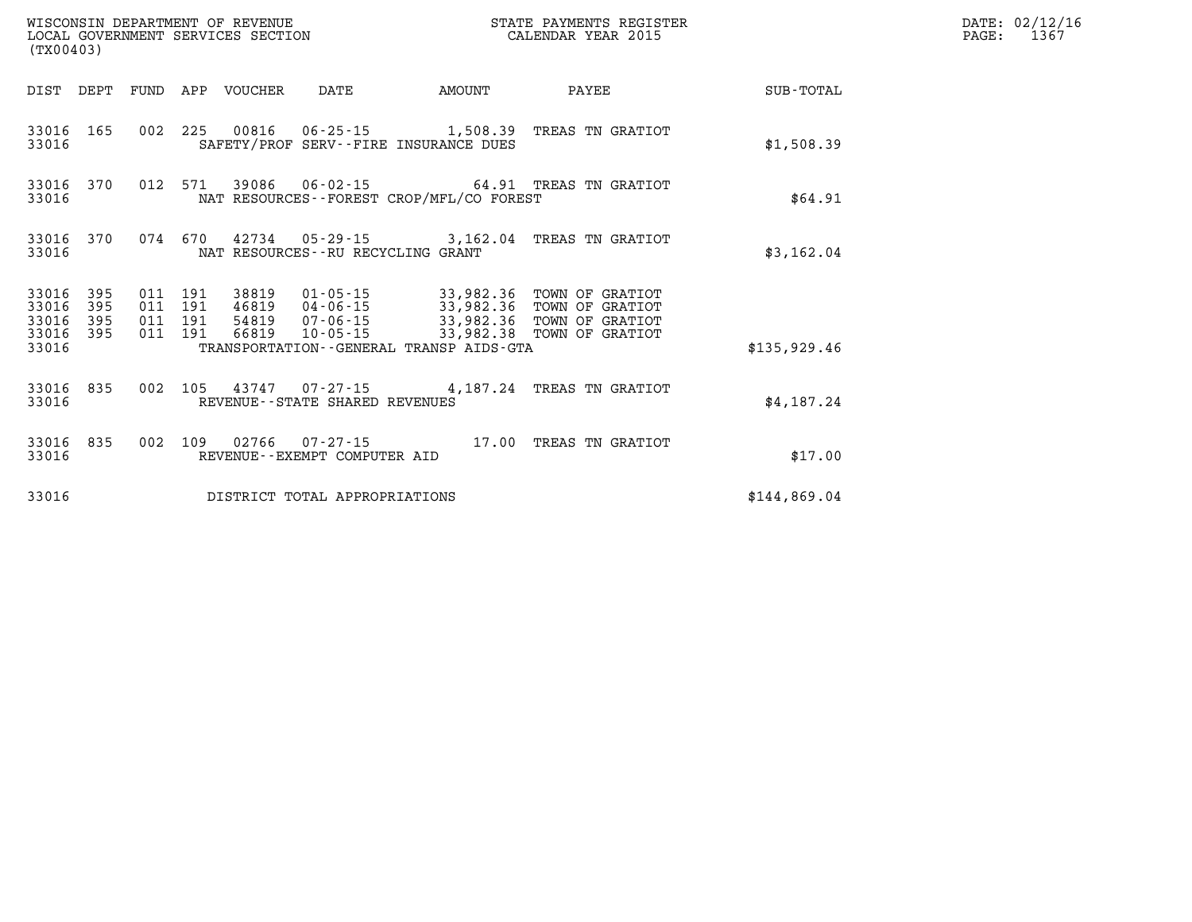WISCONSIN DEPARTMENT OF REVENUE
LOCAL GOVERNMENT SERVICES SECTION
(TX00403)

STATE PAYMENTS REGISTER
CALENDAR YEAR 2015

DATE: 02/12/16
PAGE: 1367

| DIST | DEPT | FUND | APP | VOUCHER | DATE | AMOUNT | PAYEE | SUB-TOTAL |
|---|---|---|---|---|---|---|---|---|
| 33016 | 165 | 002 | 225 | 00816 | 06-25-15 | 1,508.39 | TREAS TN GRATIOT | |
| 33016 | | | | SAFETY/PROF SERV--FIRE INSURANCE DUES | | | | $1,508.39 |
| 33016 | 370 | 012 | 571 | 39086 | 06-02-15 | 64.91 | TREAS TN GRATIOT | |
| 33016 | | | | NAT RESOURCES--FOREST CROP/MFL/CO FOREST | | | | $64.91 |
| 33016 | 370 | 074 | 670 | 42734 | 05-29-15 | 3,162.04 | TREAS TN GRATIOT | |
| 33016 | | | | NAT RESOURCES--RU RECYCLING GRANT | | | | $3,162.04 |
| 33016 | 395 | 011 | 191 | 38819 | 01-05-15 | 33,982.36 | TOWN OF GRATIOT | |
| 33016 | 395 | 011 | 191 | 46819 | 04-06-15 | 33,982.36 | TOWN OF GRATIOT | |
| 33016 | 395 | 011 | 191 | 54819 | 07-06-15 | 33,982.36 | TOWN OF GRATIOT | |
| 33016 | 395 | 011 | 191 | 66819 | 10-05-15 | 33,982.38 | TOWN OF GRATIOT | |
| 33016 | | | | TRANSPORTATION--GENERAL TRANSP AIDS-GTA | | | | $135,929.46 |
| 33016 | 835 | 002 | 105 | 43747 | 07-27-15 | 4,187.24 | TREAS TN GRATIOT | |
| 33016 | | | | REVENUE--STATE SHARED REVENUES | | | | $4,187.24 |
| 33016 | 835 | 002 | 109 | 02766 | 07-27-15 | 17.00 | TREAS TN GRATIOT | |
| 33016 | | | | REVENUE--EXEMPT COMPUTER AID | | | | $17.00 |
| 33016 | | | | DISTRICT TOTAL APPROPRIATIONS | | | | $144,869.04 |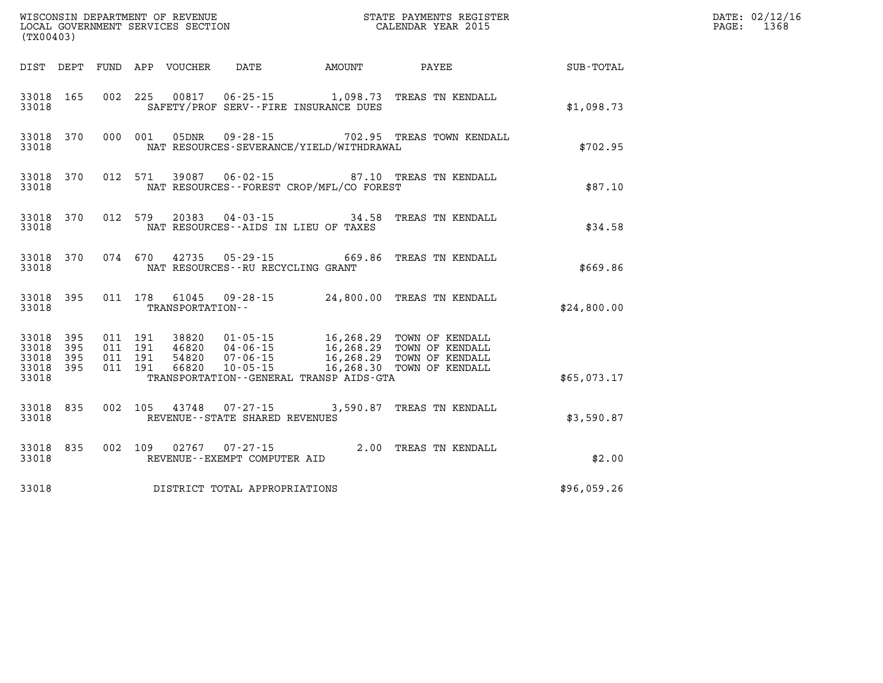WISCONSIN DEPARTMENT OF REVENUE
LOCAL GOVERNMENT SERVICES SECTION
(TX00403)

STATE PAYMENTS REGISTER
CALENDAR YEAR 2015

DATE: 02/12/16
PAGE: 1368

| DIST | DEPT | FUND | APP | VOUCHER | DATE | AMOUNT | PAYEE | SUB-TOTAL |
|---|---|---|---|---|---|---|---|---|
| 33018 | 165 | 002 | 225 | 00817 | 06-25-15 | 1,098.73 | TREAS TN KENDALL | |
| 33018 | | | | SAFETY/PROF SERV--FIRE INSURANCE DUES | | | | $1,098.73 |
| 33018 | 370 | 000 | 001 | 05DNR | 09-28-15 | 702.95 | TREAS TOWN KENDALL | |
| 33018 | | | | NAT RESOURCES-SEVERANCE/YIELD/WITHDRAWAL | | | | $702.95 |
| 33018 | 370 | 012 | 571 | 39087 | 06-02-15 | 87.10 | TREAS TN KENDALL | |
| 33018 | | | | NAT RESOURCES--FOREST CROP/MFL/CO FOREST | | | | $87.10 |
| 33018 | 370 | 012 | 579 | 20383 | 04-03-15 | 34.58 | TREAS TN KENDALL | |
| 33018 | | | | NAT RESOURCES--AIDS IN LIEU OF TAXES | | | | $34.58 |
| 33018 | 370 | 074 | 670 | 42735 | 05-29-15 | 669.86 | TREAS TN KENDALL | |
| 33018 | | | | NAT RESOURCES--RU RECYCLING GRANT | | | | $669.86 |
| 33018 | 395 | 011 | 178 | 61045 | 09-28-15 | 24,800.00 | TREAS TN KENDALL | |
| 33018 | | | | TRANSPORTATION-- | | | | $24,800.00 |
| 33018 | 395 | 011 | 191 | 38820 | 01-05-15 | 16,268.29 | TOWN OF KENDALL | |
| 33018 | 395 | 011 | 191 | 46820 | 04-06-15 | 16,268.29 | TOWN OF KENDALL | |
| 33018 | 395 | 011 | 191 | 54820 | 07-06-15 | 16,268.29 | TOWN OF KENDALL | |
| 33018 | 395 | 011 | 191 | 66820 | 10-05-15 | 16,268.30 | TOWN OF KENDALL | |
| 33018 | | | | TRANSPORTATION--GENERAL TRANSP AIDS-GTA | | | | $65,073.17 |
| 33018 | 835 | 002 | 105 | 43748 | 07-27-15 | 3,590.87 | TREAS TN KENDALL | |
| 33018 | | | | REVENUE--STATE SHARED REVENUES | | | | $3,590.87 |
| 33018 | 835 | 002 | 109 | 02767 | 07-27-15 | 2.00 | TREAS TN KENDALL | |
| 33018 | | | | REVENUE--EXEMPT COMPUTER AID | | | | $2.00 |
| 33018 | | | | DISTRICT TOTAL APPROPRIATIONS | | | | $96,059.26 |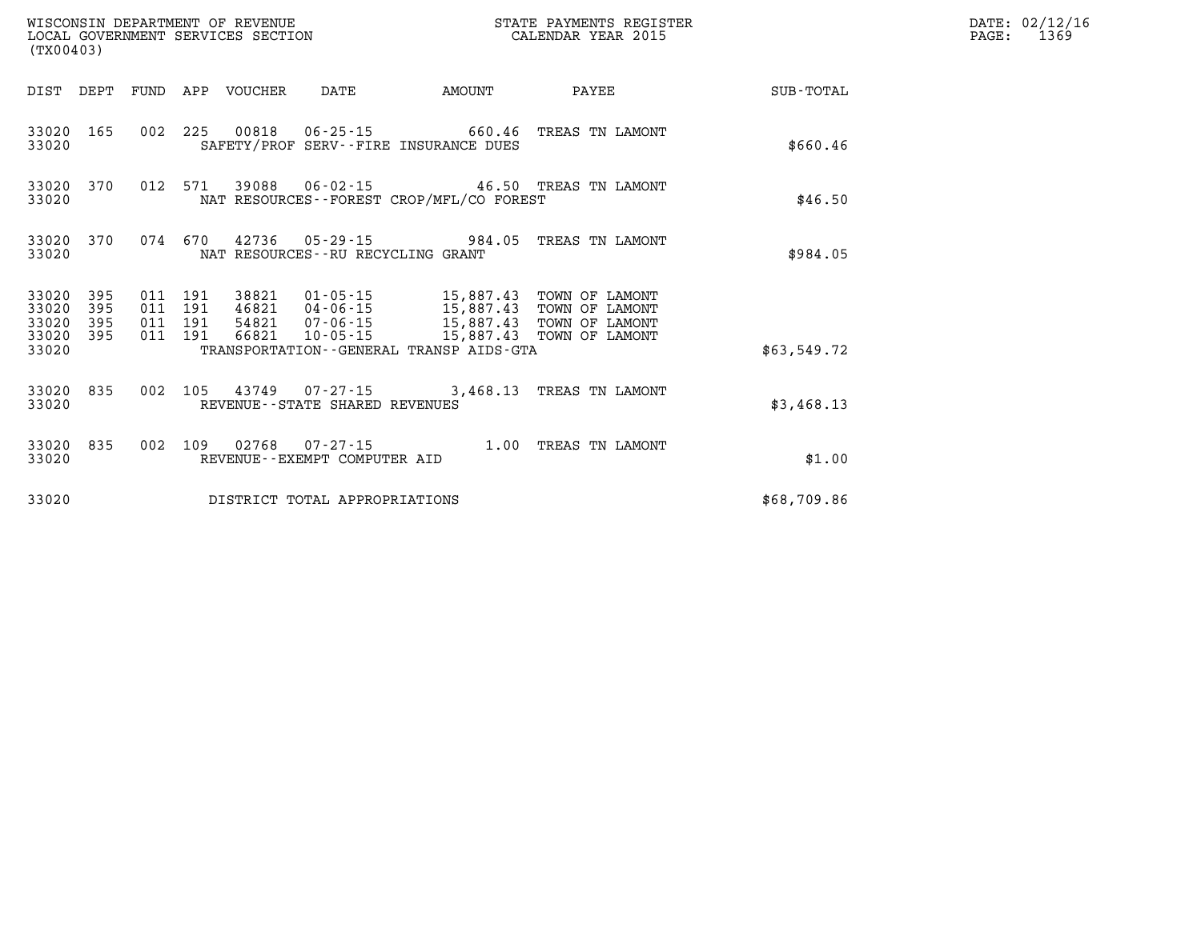WISCONSIN DEPARTMENT OF REVENUE
LOCAL GOVERNMENT SERVICES SECTION
(TX00403)

STATE PAYMENTS REGISTER
CALENDAR YEAR 2015

| DIST | DEPT | FUND | APP | VOUCHER | DATE | AMOUNT | PAYEE | SUB-TOTAL |
|---|---|---|---|---|---|---|---|---|
| 33020 | 165 | 002 | 225 | 00818 | 06-25-15 | 660.46 | TREAS TN LAMONT | |
| 33020 | | | | SAFETY/PROF SERV--FIRE INSURANCE DUES | | | | $660.46 |
| 33020 | 370 | 012 | 571 | 39088 | 06-02-15 | 46.50 | TREAS TN LAMONT | |
| 33020 | | | | NAT RESOURCES--FOREST CROP/MFL/CO FOREST | | | | $46.50 |
| 33020 | 370 | 074 | 670 | 42736 | 05-29-15 | 984.05 | TREAS TN LAMONT | |
| 33020 | | | | NAT RESOURCES--RU RECYCLING GRANT | | | | $984.05 |
| 33020 | 395 | 011 | 191 | 38821 | 01-05-15 | 15,887.43 | TOWN OF LAMONT | |
| 33020 | 395 | 011 | 191 | 46821 | 04-06-15 | 15,887.43 | TOWN OF LAMONT | |
| 33020 | 395 | 011 | 191 | 54821 | 07-06-15 | 15,887.43 | TOWN OF LAMONT | |
| 33020 | 395 | 011 | 191 | 66821 | 10-05-15 | 15,887.43 | TOWN OF LAMONT | |
| 33020 | | | | TRANSPORTATION--GENERAL TRANSP AIDS-GTA | | | | $63,549.72 |
| 33020 | 835 | 002 | 105 | 43749 | 07-27-15 | 3,468.13 | TREAS TN LAMONT | |
| 33020 | | | | REVENUE--STATE SHARED REVENUES | | | | $3,468.13 |
| 33020 | 835 | 002 | 109 | 02768 | 07-27-15 | 1.00 | TREAS TN LAMONT | |
| 33020 | | | | REVENUE--EXEMPT COMPUTER AID | | | | $1.00 |
| 33020 | | | | DISTRICT TOTAL APPROPRIATIONS | | | | $68,709.86 |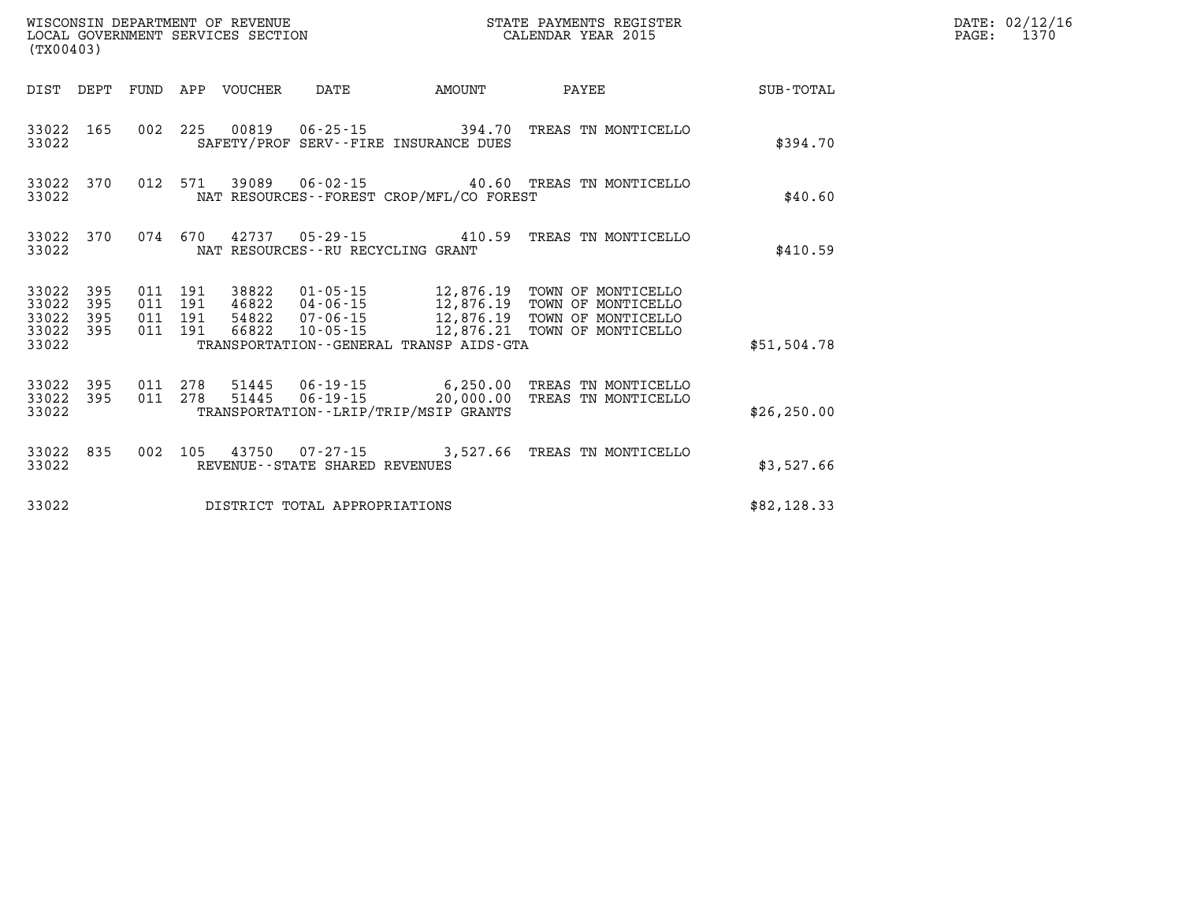WISCONSIN DEPARTMENT OF REVENUE
LOCAL GOVERNMENT SERVICES SECTION
(TX00403)

STATE PAYMENTS REGISTER
CALENDAR YEAR 2015

DATE: 02/12/16
PAGE: 1370

| DIST | DEPT | FUND | APP | VOUCHER | DATE | AMOUNT | PAYEE | SUB-TOTAL |
|---|---|---|---|---|---|---|---|---|
| 33022 | 165 | 002 | 225 | 00819 | 06-25-15 | 394.70 | TREAS TN MONTICELLO | |
| 33022 | | | | | SAFETY/PROF SERV--FIRE INSURANCE DUES | | | $394.70 |
| 33022 | 370 | 012 | 571 | 39089 | 06-02-15 | 40.60 | TREAS TN MONTICELLO | |
| 33022 | | | | | NAT RESOURCES--FOREST CROP/MFL/CO FOREST | | | $40.60 |
| 33022 | 370 | 074 | 670 | 42737 | 05-29-15 | 410.59 | TREAS TN MONTICELLO | |
| 33022 | | | | | NAT RESOURCES--RU RECYCLING GRANT | | | $410.59 |
| 33022 | 395 | 011 | 191 | 38822 | 01-05-15 | 12,876.19 | TOWN OF MONTICELLO | |
| 33022 | 395 | 011 | 191 | 46822 | 04-06-15 | 12,876.19 | TOWN OF MONTICELLO | |
| 33022 | 395 | 011 | 191 | 54822 | 07-06-15 | 12,876.19 | TOWN OF MONTICELLO | |
| 33022 | 395 | 011 | 191 | 66822 | 10-05-15 | 12,876.21 | TOWN OF MONTICELLO | |
| 33022 | | | | | TRANSPORTATION--GENERAL TRANSP AIDS-GTA | | | $51,504.78 |
| 33022 | 395 | 011 | 278 | 51445 | 06-19-15 | 6,250.00 | TREAS TN MONTICELLO | |
| 33022 | 395 | 011 | 278 | 51445 | 06-19-15 | 20,000.00 | TREAS TN MONTICELLO | |
| 33022 | | | | | TRANSPORTATION--LRIP/TRIP/MSIP GRANTS | | | $26,250.00 |
| 33022 | 835 | 002 | 105 | 43750 | 07-27-15 | 3,527.66 | TREAS TN MONTICELLO | |
| 33022 | | | | | REVENUE--STATE SHARED REVENUES | | | $3,527.66 |
| 33022 | | | | | DISTRICT TOTAL APPROPRIATIONS | | | $82,128.33 |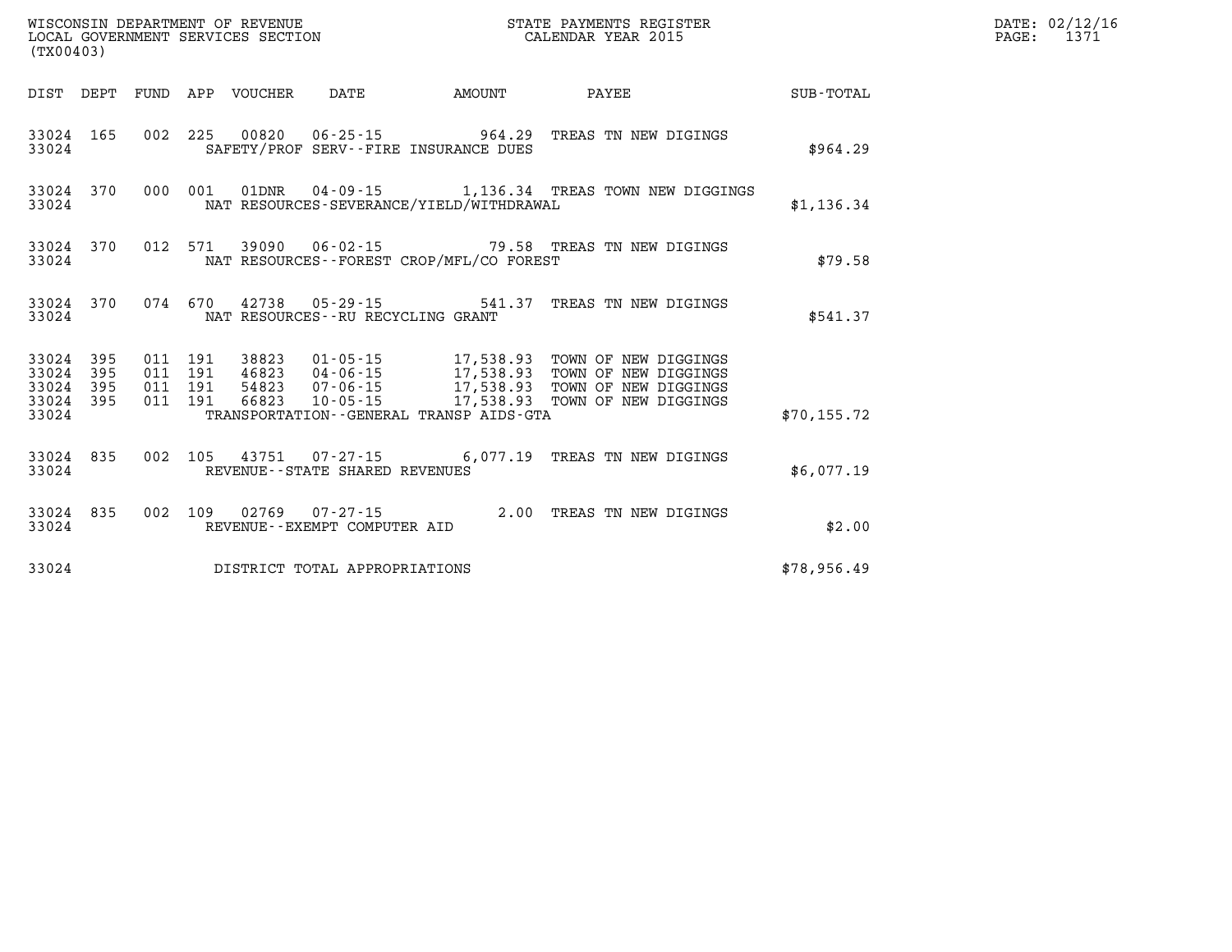WISCONSIN DEPARTMENT OF REVENUE
LOCAL GOVERNMENT SERVICES SECTION
(TX00403)

STATE PAYMENTS REGISTER
CALENDAR YEAR 2015

DATE: 02/12/16
PAGE: 1371

| DIST | DEPT | FUND | APP | VOUCHER | DATE | AMOUNT | PAYEE | SUB-TOTAL |
|---|---|---|---|---|---|---|---|---|
| 33024 | 165 | 002 | 225 | 00820 | 06-25-15 | 964.29 | TREAS TN NEW DIGINGS | |
| 33024 | | | | SAFETY/PROF SERV--FIRE INSURANCE DUES | | | | $964.29 |
| 33024 | 370 | 000 | 001 | 01DNR | 04-09-15 | 1,136.34 | TREAS TOWN NEW DIGGINGS | |
| 33024 | | | | NAT RESOURCES-SEVERANCE/YIELD/WITHDRAWAL | | | | $1,136.34 |
| 33024 | 370 | 012 | 571 | 39090 | 06-02-15 | 79.58 | TREAS TN NEW DIGINGS | |
| 33024 | | | | NAT RESOURCES--FOREST CROP/MFL/CO FOREST | | | | $79.58 |
| 33024 | 370 | 074 | 670 | 42738 | 05-29-15 | 541.37 | TREAS TN NEW DIGINGS | |
| 33024 | | | | NAT RESOURCES--RU RECYCLING GRANT | | | | $541.37 |
| 33024 | 395 | 011 | 191 | 38823 | 01-05-15 | 17,538.93 | TOWN OF NEW DIGGINGS | |
| 33024 | 395 | 011 | 191 | 46823 | 04-06-15 | 17,538.93 | TOWN OF NEW DIGGINGS | |
| 33024 | 395 | 011 | 191 | 54823 | 07-06-15 | 17,538.93 | TOWN OF NEW DIGGINGS | |
| 33024 | 395 | 011 | 191 | 66823 | 10-05-15 | 17,538.93 | TOWN OF NEW DIGGINGS | |
| 33024 | | | | TRANSPORTATION--GENERAL TRANSP AIDS-GTA | | | | $70,155.72 |
| 33024 | 835 | 002 | 105 | 43751 | 07-27-15 | 6,077.19 | TREAS TN NEW DIGINGS | |
| 33024 | | | | REVENUE--STATE SHARED REVENUES | | | | $6,077.19 |
| 33024 | 835 | 002 | 109 | 02769 | 07-27-15 | 2.00 | TREAS TN NEW DIGINGS | |
| 33024 | | | | REVENUE--EXEMPT COMPUTER AID | | | | $2.00 |
| 33024 | | | | DISTRICT TOTAL APPROPRIATIONS | | | | $78,956.49 |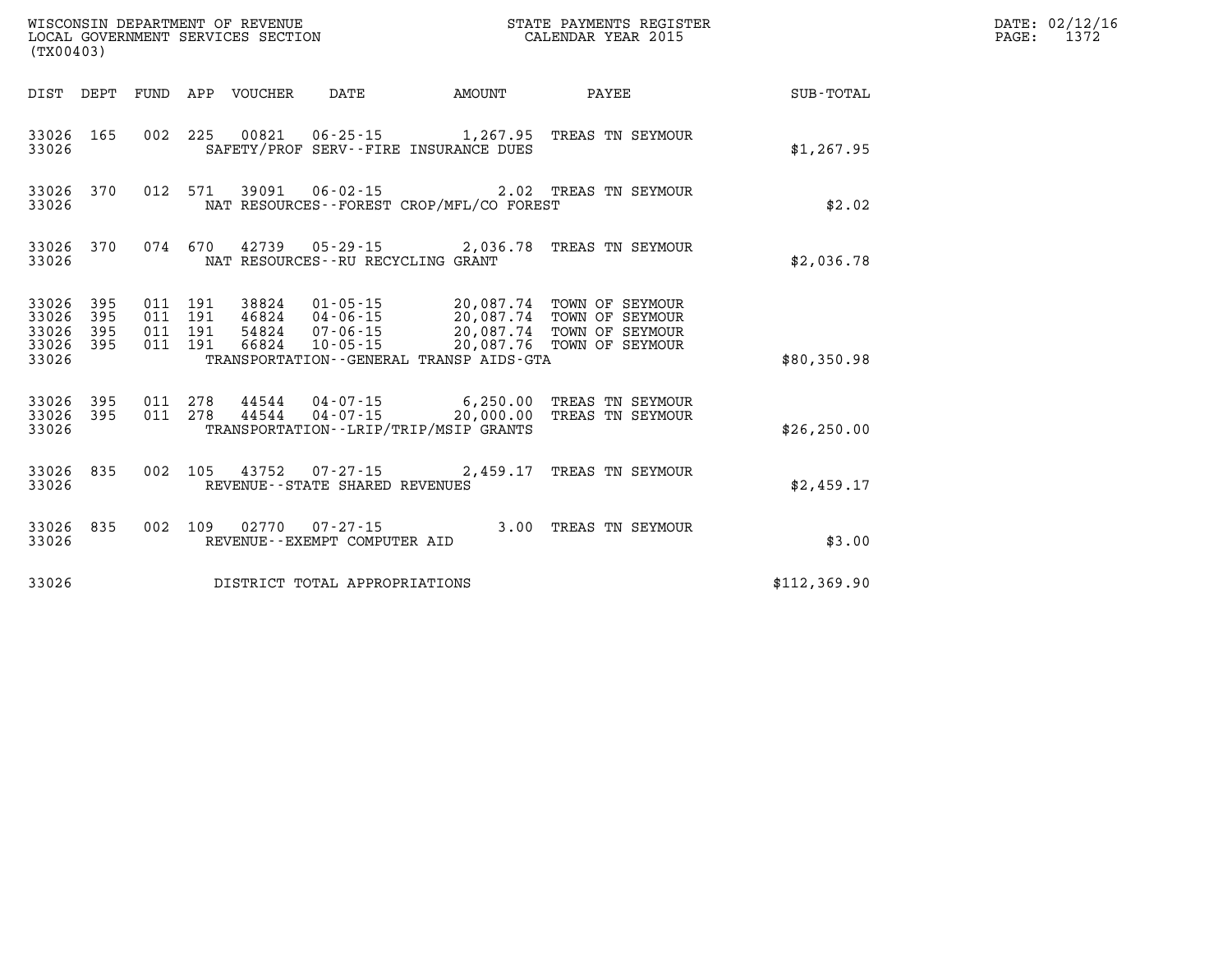WISCONSIN DEPARTMENT OF REVENUE
LOCAL GOVERNMENT SERVICES SECTION
(TX00403)

STATE PAYMENTS REGISTER
CALENDAR YEAR 2015

DATE: 02/12/16
PAGE: 1372

| DIST | DEPT | FUND | APP | VOUCHER | DATE | AMOUNT | PAYEE | SUB-TOTAL |
|---|---|---|---|---|---|---|---|---|
| 33026 | 165 | 002 | 225 | 00821 | 06-25-15 | 1,267.95 | TREAS TN SEYMOUR | |
| 33026 | | | | SAFETY/PROF SERV--FIRE INSURANCE DUES | | | | $1,267.95 |
| 33026 | 370 | 012 | 571 | 39091 | 06-02-15 | 2.02 | TREAS TN SEYMOUR | |
| 33026 | | | | NAT RESOURCES--FOREST CROP/MFL/CO FOREST | | | | $2.02 |
| 33026 | 370 | 074 | 670 | 42739 | 05-29-15 | 2,036.78 | TREAS TN SEYMOUR | |
| 33026 | | | | NAT RESOURCES--RU RECYCLING GRANT | | | | $2,036.78 |
| 33026 | 395 | 011 | 191 | 38824 | 01-05-15 | 20,087.74 | TOWN OF SEYMOUR | |
| 33026 | 395 | 011 | 191 | 46824 | 04-06-15 | 20,087.74 | TOWN OF SEYMOUR | |
| 33026 | 395 | 011 | 191 | 54824 | 07-06-15 | 20,087.74 | TOWN OF SEYMOUR | |
| 33026 | 395 | 011 | 191 | 66824 | 10-05-15 | 20,087.76 | TOWN OF SEYMOUR | |
| 33026 | | | | TRANSPORTATION--GENERAL TRANSP AIDS-GTA | | | | $80,350.98 |
| 33026 | 395 | 011 | 278 | 44544 | 04-07-15 | 6,250.00 | TREAS TN SEYMOUR | |
| 33026 | 395 | 011 | 278 | 44544 | 04-07-15 | 20,000.00 | TREAS TN SEYMOUR | |
| 33026 | | | | TRANSPORTATION--LRIP/TRIP/MSIP GRANTS | | | | $26,250.00 |
| 33026 | 835 | 002 | 105 | 43752 | 07-27-15 | 2,459.17 | TREAS TN SEYMOUR | |
| 33026 | | | | REVENUE--STATE SHARED REVENUES | | | | $2,459.17 |
| 33026 | 835 | 002 | 109 | 02770 | 07-27-15 | 3.00 | TREAS TN SEYMOUR | |
| 33026 | | | | REVENUE--EXEMPT COMPUTER AID | | | | $3.00 |
| 33026 | | | | DISTRICT TOTAL APPROPRIATIONS | | | | $112,369.90 |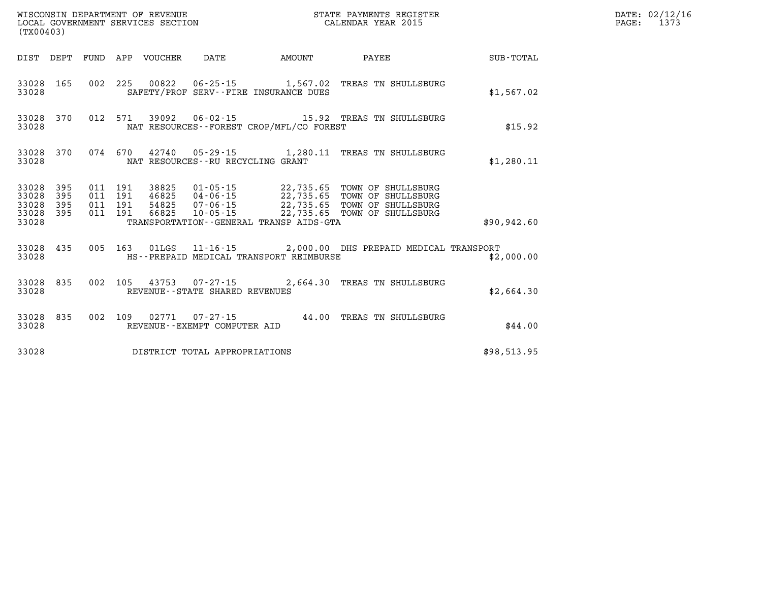WISCONSIN DEPARTMENT OF REVENUE
LOCAL GOVERNMENT SERVICES SECTION
(TX00403)

STATE PAYMENTS REGISTER
CALENDAR YEAR 2015

DATE: 02/12/16

| DIST | DEPT | FUND | APP | VOUCHER | DATE | AMOUNT | PAYEE | SUB-TOTAL |
|---|---|---|---|---|---|---|---|---|
| 33028 | 165 | 002 | 225 | 00822 | 06-25-15 | 1,567.02 | TREAS TN SHULLSBURG | |
| 33028 | | | | SAFETY/PROF SERV--FIRE INSURANCE DUES | | | | $1,567.02 |
| 33028 | 370 | 012 | 571 | 39092 | 06-02-15 | 15.92 | TREAS TN SHULLSBURG | |
| 33028 | | | | NAT RESOURCES--FOREST CROP/MFL/CO FOREST | | | | $15.92 |
| 33028 | 370 | 074 | 670 | 42740 | 05-29-15 | 1,280.11 | TREAS TN SHULLSBURG | |
| 33028 | | | | NAT RESOURCES--RU RECYCLING GRANT | | | | $1,280.11 |
| 33028 | 395 | 011 | 191 | 38825 | 01-05-15 | 22,735.65 | TOWN OF SHULLSBURG | |
| 33028 | 395 | 011 | 191 | 46825 | 04-06-15 | 22,735.65 | TOWN OF SHULLSBURG | |
| 33028 | 395 | 011 | 191 | 54825 | 07-06-15 | 22,735.65 | TOWN OF SHULLSBURG | |
| 33028 | 395 | 011 | 191 | 66825 | 10-05-15 | 22,735.65 | TOWN OF SHULLSBURG | |
| 33028 | | | | TRANSPORTATION--GENERAL TRANSP AIDS-GTA | | | | $90,942.60 |
| 33028 | 435 | 005 | 163 | 01LGS | 11-16-15 | 2,000.00 | DHS PREPAID MEDICAL TRANSPORT | |
| 33028 | | | | HS--PREPAID MEDICAL TRANSPORT REIMBURSE | | | | $2,000.00 |
| 33028 | 835 | 002 | 105 | 43753 | 07-27-15 | 2,664.30 | TREAS TN SHULLSBURG | |
| 33028 | | | | REVENUE--STATE SHARED REVENUES | | | | $2,664.30 |
| 33028 | 835 | 002 | 109 | 02771 | 07-27-15 | 44.00 | TREAS TN SHULLSBURG | |
| 33028 | | | | REVENUE--EXEMPT COMPUTER AID | | | | $44.00 |
| 33028 | | | | DISTRICT TOTAL APPROPRIATIONS | | | | $98,513.95 |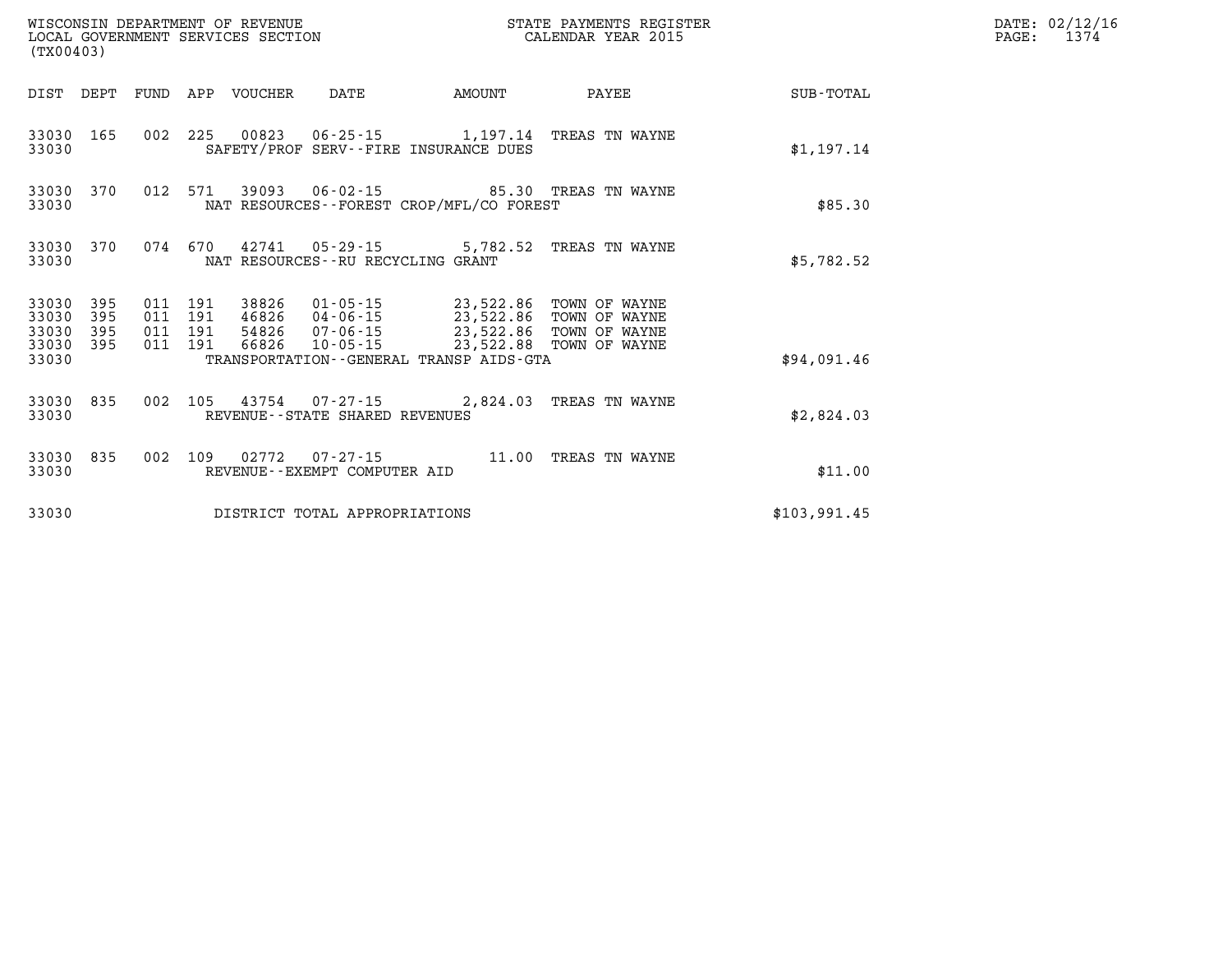| DIST | DEPT | FUND | APP | VOUCHER | DATE | AMOUNT | PAYEE | SUB-TOTAL |
|---|---|---|---|---|---|---|---|---|
| 33030 | 165 | 002 | 225 | 00823 | 06-25-15 | 1,197.14 | TREAS TN WAYNE | |
| 33030 | | | | SAFETY/PROF SERV--FIRE INSURANCE DUES | | | | $1,197.14 |
| 33030 | 370 | 012 | 571 | 39093 | 06-02-15 | 85.30 | TREAS TN WAYNE | |
| 33030 | | | | NAT RESOURCES--FOREST CROP/MFL/CO FOREST | | | | $85.30 |
| 33030 | 370 | 074 | 670 | 42741 | 05-29-15 | 5,782.52 | TREAS TN WAYNE | |
| 33030 | | | | NAT RESOURCES--RU RECYCLING GRANT | | | | $5,782.52 |
| 33030 | 395 | 011 | 191 | 38826 | 01-05-15 | 23,522.86 | TOWN OF WAYNE | |
| 33030 | 395 | 011 | 191 | 46826 | 04-06-15 | 23,522.86 | TOWN OF WAYNE | |
| 33030 | 395 | 011 | 191 | 54826 | 07-06-15 | 23,522.86 | TOWN OF WAYNE | |
| 33030 | 395 | 011 | 191 | 66826 | 10-05-15 | 23,522.88 | TOWN OF WAYNE | |
| 33030 | | | | TRANSPORTATION--GENERAL TRANSP AIDS-GTA | | | | $94,091.46 |
| 33030 | 835 | 002 | 105 | 43754 | 07-27-15 | 2,824.03 | TREAS TN WAYNE | |
| 33030 | | | | REVENUE--STATE SHARED REVENUES | | | | $2,824.03 |
| 33030 | 835 | 002 | 109 | 02772 | 07-27-15 | 11.00 | TREAS TN WAYNE | |
| 33030 | | | | REVENUE--EXEMPT COMPUTER AID | | | | $11.00 |
| 33030 | | | | DISTRICT TOTAL APPROPRIATIONS | | | | $103,991.45 |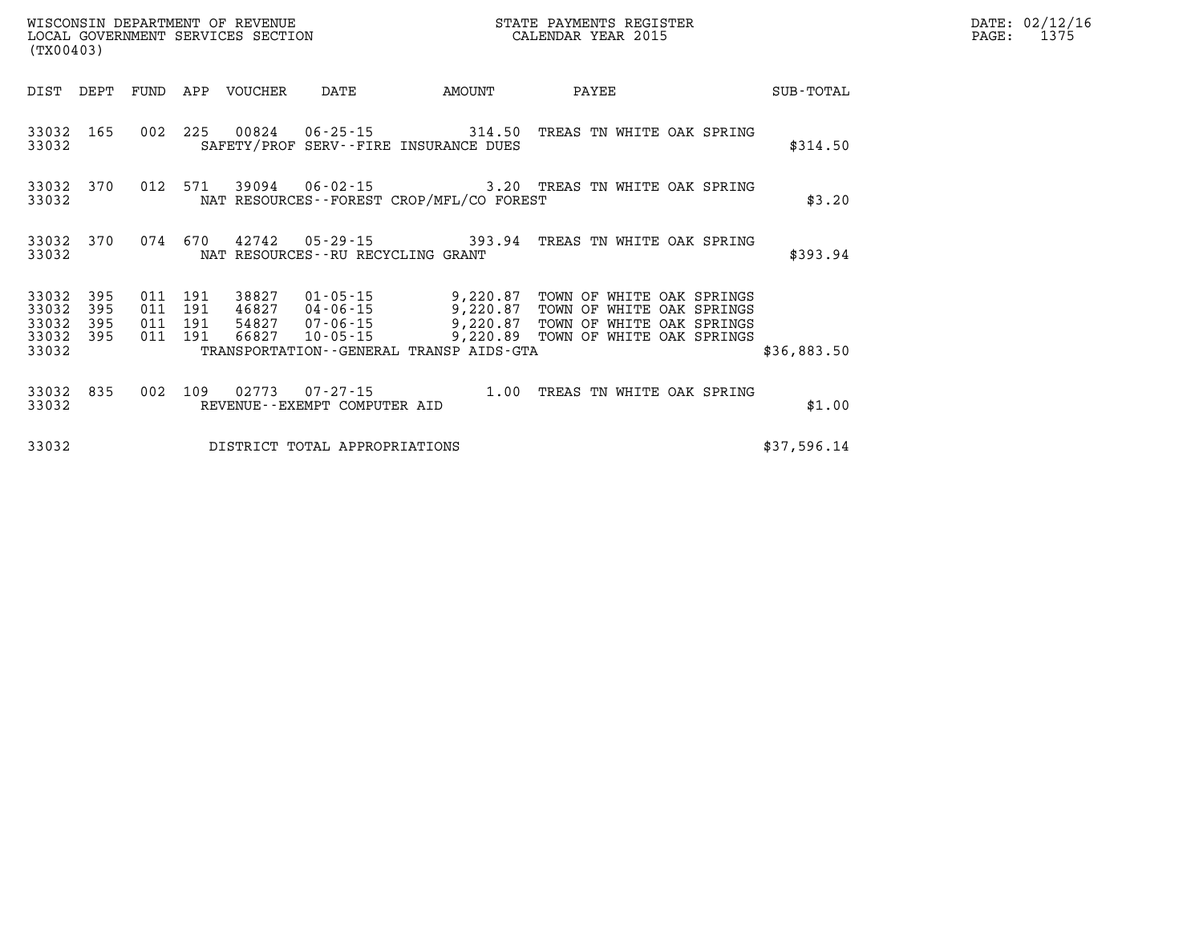WISCONSIN DEPARTMENT OF REVENUE
LOCAL GOVERNMENT SERVICES SECTION
(TX00403)

STATE PAYMENTS REGISTER
CALENDAR YEAR 2015

DATE: 02/12/16
PAGE: 1375

| DIST | DEPT | FUND | APP | VOUCHER | DATE | AMOUNT | PAYEE | SUB-TOTAL |
|---|---|---|---|---|---|---|---|---|
| 33032 | 165 | 002 | 225 | 00824 | 06-25-15 | 314.50 | TREAS TN WHITE OAK SPRING | |
| 33032 | | | | | SAFETY/PROF SERV--FIRE INSURANCE DUES | | | $314.50 |
| 33032 | 370 | 012 | 571 | 39094 | 06-02-15 | 3.20 | TREAS TN WHITE OAK SPRING | |
| 33032 | | | | | NAT RESOURCES--FOREST CROP/MFL/CO FOREST | | | $3.20 |
| 33032 | 370 | 074 | 670 | 42742 | 05-29-15 | 393.94 | TREAS TN WHITE OAK SPRING | |
| 33032 | | | | | NAT RESOURCES--RU RECYCLING GRANT | | | $393.94 |
| 33032 | 395 | 011 | 191 | 38827 | 01-05-15 | 9,220.87 | TOWN OF WHITE OAK SPRINGS | |
| 33032 | 395 | 011 | 191 | 46827 | 04-06-15 | 9,220.87 | TOWN OF WHITE OAK SPRINGS | |
| 33032 | 395 | 011 | 191 | 54827 | 07-06-15 | 9,220.87 | TOWN OF WHITE OAK SPRINGS | |
| 33032 | 395 | 011 | 191 | 66827 | 10-05-15 | 9,220.89 | TOWN OF WHITE OAK SPRINGS | |
| 33032 | | | | | TRANSPORTATION--GENERAL TRANSP AIDS-GTA | | | $36,883.50 |
| 33032 | 835 | 002 | 109 | 02773 | 07-27-15 | 1.00 | TREAS TN WHITE OAK SPRING | |
| 33032 | | | | | REVENUE--EXEMPT COMPUTER AID | | | $1.00 |
| 33032 | | | | | DISTRICT TOTAL APPROPRIATIONS | | | $37,596.14 |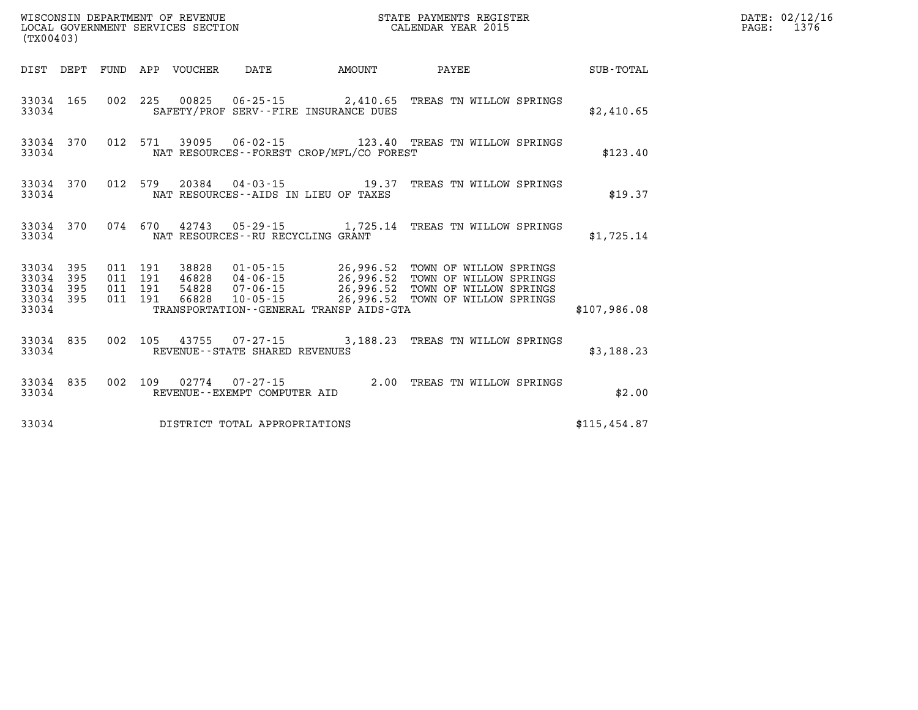WISCONSIN DEPARTMENT OF REVENUE
LOCAL GOVERNMENT SERVICES SECTION
(TX00403)

STATE PAYMENTS REGISTER
CALENDAR YEAR 2015

DATE: 02/12/16
PAGE: 1376

| DIST | DEPT | FUND | APP | VOUCHER | DATE | AMOUNT | PAYEE | SUB-TOTAL |
|---|---|---|---|---|---|---|---|---|
| 33034 | 165 | 002 | 225 | 00825 | 06-25-15 | 2,410.65 | TREAS TN WILLOW SPRINGS | |
| 33034 | | | | | SAFETY/PROF SERV--FIRE INSURANCE DUES | | | $2,410.65 |
| 33034 | 370 | 012 | 571 | 39095 | 06-02-15 | 123.40 | TREAS TN WILLOW SPRINGS | |
| 33034 | | | | | NAT RESOURCES--FOREST CROP/MFL/CO FOREST | | | $123.40 |
| 33034 | 370 | 012 | 579 | 20384 | 04-03-15 | 19.37 | TREAS TN WILLOW SPRINGS | |
| 33034 | | | | | NAT RESOURCES--AIDS IN LIEU OF TAXES | | | $19.37 |
| 33034 | 370 | 074 | 670 | 42743 | 05-29-15 | 1,725.14 | TREAS TN WILLOW SPRINGS | |
| 33034 | | | | | NAT RESOURCES--RU RECYCLING GRANT | | | $1,725.14 |
| 33034 | 395 | 011 | 191 | 38828 | 01-05-15 | 26,996.52 | TOWN OF WILLOW SPRINGS | |
| 33034 | 395 | 011 | 191 | 46828 | 04-06-15 | 26,996.52 | TOWN OF WILLOW SPRINGS | |
| 33034 | 395 | 011 | 191 | 54828 | 07-06-15 | 26,996.52 | TOWN OF WILLOW SPRINGS | |
| 33034 | 395 | 011 | 191 | 66828 | 10-05-15 | 26,996.52 | TOWN OF WILLOW SPRINGS | |
| 33034 | | | | | TRANSPORTATION--GENERAL TRANSP AIDS-GTA | | | $107,986.08 |
| 33034 | 835 | 002 | 105 | 43755 | 07-27-15 | 3,188.23 | TREAS TN WILLOW SPRINGS | |
| 33034 | | | | | REVENUE--STATE SHARED REVENUES | | | $3,188.23 |
| 33034 | 835 | 002 | 109 | 02774 | 07-27-15 | 2.00 | TREAS TN WILLOW SPRINGS | |
| 33034 | | | | | REVENUE--EXEMPT COMPUTER AID | | | $2.00 |
| 33034 | | | | | DISTRICT TOTAL APPROPRIATIONS | | | $115,454.87 |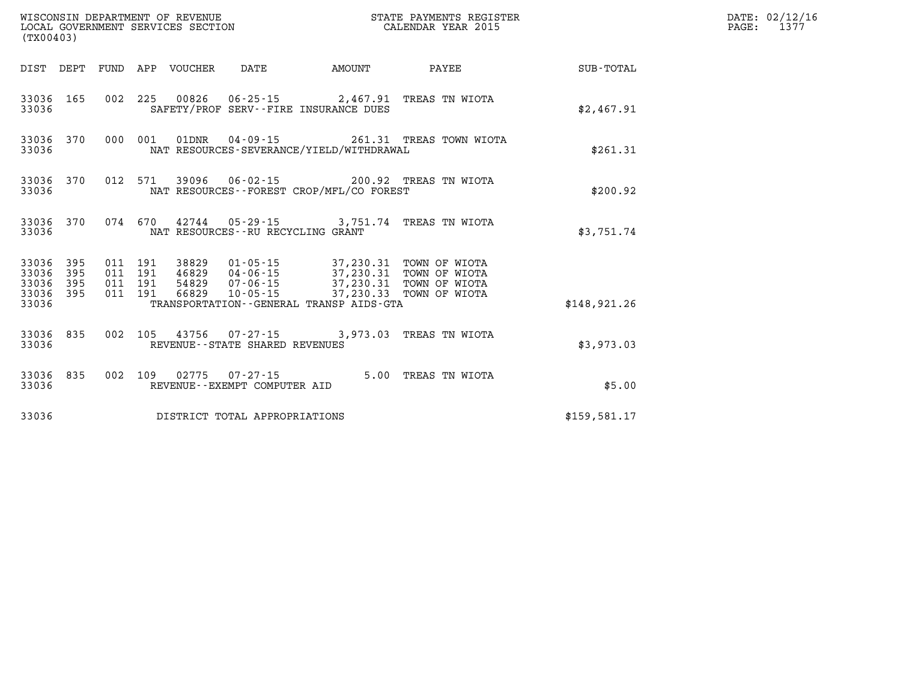WISCONSIN DEPARTMENT OF REVENUE
LOCAL GOVERNMENT SERVICES SECTION
(TX00403)

STATE PAYMENTS REGISTER
CALENDAR YEAR 2015

DATE: 02/12/16
PAGE: 1377

| DIST | DEPT | FUND | APP | VOUCHER | DATE | AMOUNT | PAYEE | SUB-TOTAL |
|---|---|---|---|---|---|---|---|---|
| 33036 | 165 | 002 | 225 | 00826 | 06-25-15 | 2,467.91 | TREAS TN WIOTA | |
| 33036 | | | | SAFETY/PROF SERV--FIRE INSURANCE DUES | | | | $2,467.91 |
| 33036 | 370 | 000 | 001 | 01DNR | 04-09-15 | 261.31 | TREAS TOWN WIOTA | |
| 33036 | | | | NAT RESOURCES-SEVERANCE/YIELD/WITHDRAWAL | | | | $261.31 |
| 33036 | 370 | 012 | 571 | 39096 | 06-02-15 | 200.92 | TREAS TN WIOTA | |
| 33036 | | | | NAT RESOURCES--FOREST CROP/MFL/CO FOREST | | | | $200.92 |
| 33036 | 370 | 074 | 670 | 42744 | 05-29-15 | 3,751.74 | TREAS TN WIOTA | |
| 33036 | | | | NAT RESOURCES--RU RECYCLING GRANT | | | | $3,751.74 |
| 33036 | 395 | 011 | 191 | 38829 | 01-05-15 | 37,230.31 | TOWN OF WIOTA | |
| 33036 | 395 | 011 | 191 | 46829 | 04-06-15 | 37,230.31 | TOWN OF WIOTA | |
| 33036 | 395 | 011 | 191 | 54829 | 07-06-15 | 37,230.31 | TOWN OF WIOTA | |
| 33036 | 395 | 011 | 191 | 66829 | 10-05-15 | 37,230.33 | TOWN OF WIOTA | |
| 33036 | | | | TRANSPORTATION--GENERAL TRANSP AIDS-GTA | | | | $148,921.26 |
| 33036 | 835 | 002 | 105 | 43756 | 07-27-15 | 3,973.03 | TREAS TN WIOTA | |
| 33036 | | | | REVENUE--STATE SHARED REVENUES | | | | $3,973.03 |
| 33036 | 835 | 002 | 109 | 02775 | 07-27-15 | 5.00 | TREAS TN WIOTA | |
| 33036 | | | | REVENUE--EXEMPT COMPUTER AID | | | | $5.00 |
| 33036 | | | | DISTRICT TOTAL APPROPRIATIONS | | | | $159,581.17 |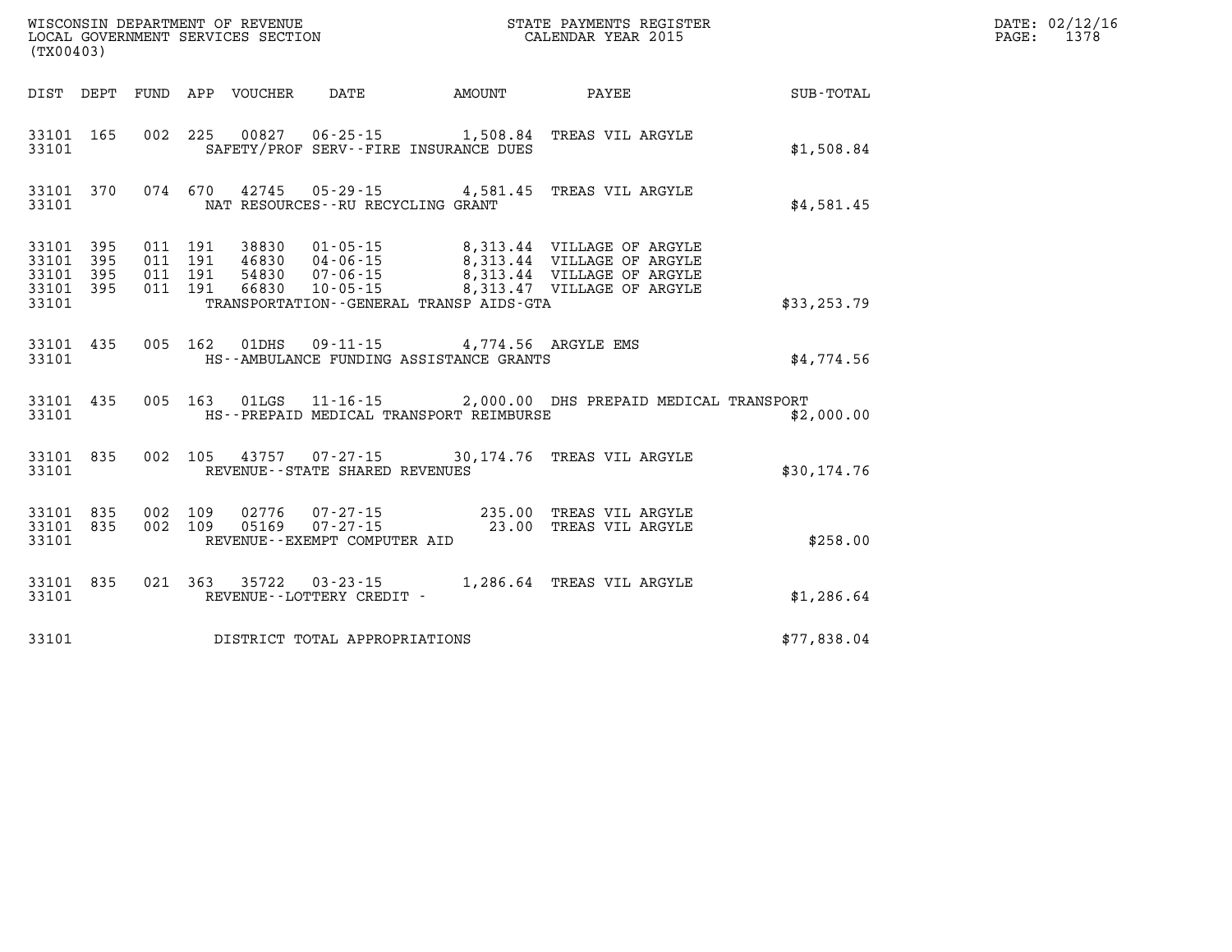WISCONSIN DEPARTMENT OF REVENUE
LOCAL GOVERNMENT SERVICES SECTION
(TX00403)

STATE PAYMENTS REGISTER
CALENDAR YEAR 2015

DATE: 02/12/16
PAGE: 1378

| DIST | DEPT | FUND | APP | VOUCHER | DATE | AMOUNT | PAYEE | SUB-TOTAL |
|---|---|---|---|---|---|---|---|---|
| 33101 | 165 | 002 | 225 | 00827 | 06-25-15 | 1,508.84 | TREAS VIL ARGYLE | |
| 33101 | | | | | SAFETY/PROF SERV--FIRE INSURANCE DUES | | | $1,508.84 |
| 33101 | 370 | 074 | 670 | 42745 | 05-29-15 | 4,581.45 | TREAS VIL ARGYLE | |
| 33101 | | | | | NAT RESOURCES--RU RECYCLING GRANT | | | $4,581.45 |
| 33101 | 395 | 011 | 191 | 38830 | 01-05-15 | 8,313.44 | VILLAGE OF ARGYLE | |
| 33101 | 395 | 011 | 191 | 46830 | 04-06-15 | 8,313.44 | VILLAGE OF ARGYLE | |
| 33101 | 395 | 011 | 191 | 54830 | 07-06-15 | 8,313.44 | VILLAGE OF ARGYLE | |
| 33101 | 395 | 011 | 191 | 66830 | 10-05-15 | 8,313.47 | VILLAGE OF ARGYLE | |
| 33101 | | | | | TRANSPORTATION--GENERAL TRANSP AIDS-GTA | | | $33,253.79 |
| 33101 | 435 | 005 | 162 | 01DHS | 09-11-15 | 4,774.56 | ARGYLE EMS | |
| 33101 | | | | | HS--AMBULANCE FUNDING ASSISTANCE GRANTS | | | $4,774.56 |
| 33101 | 435 | 005 | 163 | 01LGS | 11-16-15 | 2,000.00 | DHS PREPAID MEDICAL TRANSPORT | |
| 33101 | | | | | HS--PREPAID MEDICAL TRANSPORT REIMBURSE | | | $2,000.00 |
| 33101 | 835 | 002 | 105 | 43757 | 07-27-15 | 30,174.76 | TREAS VIL ARGYLE | |
| 33101 | | | | | REVENUE--STATE SHARED REVENUES | | | $30,174.76 |
| 33101 | 835 | 002 | 109 | 02776 | 07-27-15 | 235.00 | TREAS VIL ARGYLE | |
| 33101 | 835 | 002 | 109 | 05169 | 07-27-15 | 23.00 | TREAS VIL ARGYLE | |
| 33101 | | | | | REVENUE--EXEMPT COMPUTER AID | | | $258.00 |
| 33101 | 835 | 021 | 363 | 35722 | 03-23-15 | 1,286.64 | TREAS VIL ARGYLE | |
| 33101 | | | | | REVENUE--LOTTERY CREDIT - | | | $1,286.64 |
| 33101 | | | | | DISTRICT TOTAL APPROPRIATIONS | | | $77,838.04 |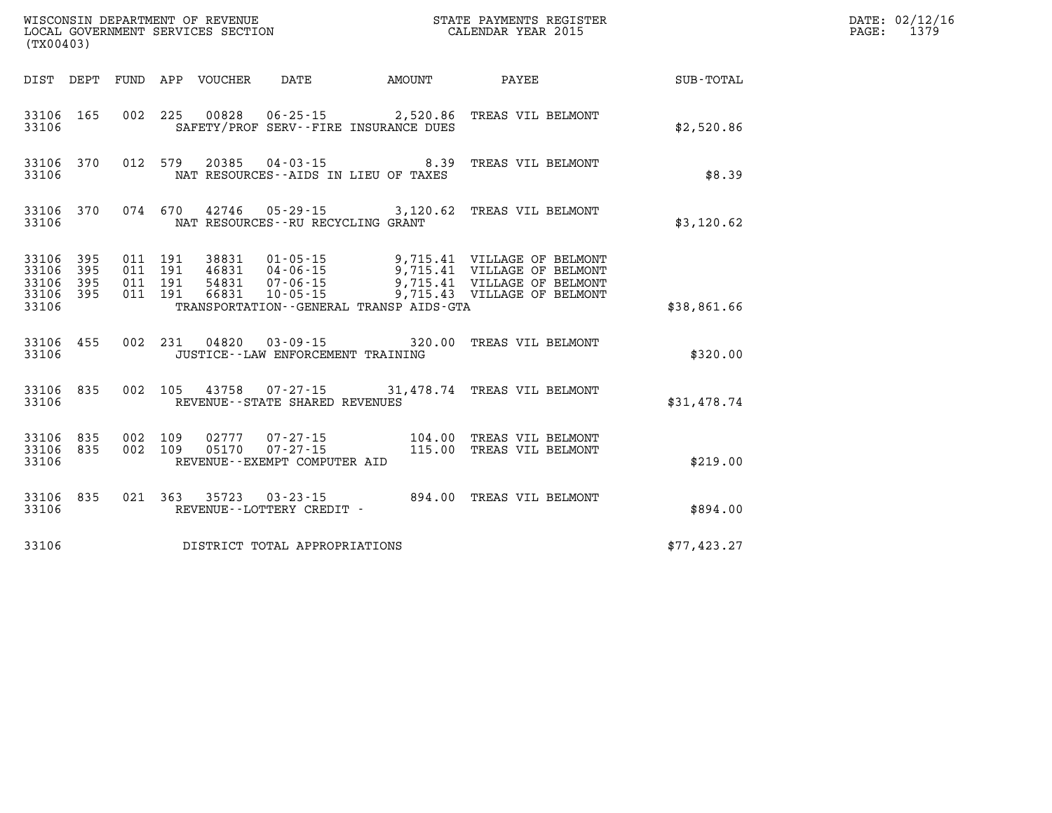WISCONSIN DEPARTMENT OF REVENUE
LOCAL GOVERNMENT SERVICES SECTION
(TX00403)

STATE PAYMENTS REGISTER
CALENDAR YEAR 2015

DATE: 02/12/16
PAGE: 1379

| DIST | DEPT | FUND | APP | VOUCHER | DATE | AMOUNT | PAYEE | SUB-TOTAL |
|---|---|---|---|---|---|---|---|---|
| 33106 | 165 | 002 | 225 | 00828 | 06-25-15 | 2,520.86 | TREAS VIL BELMONT | |
| 33106 | | | | SAFETY/PROF SERV--FIRE INSURANCE DUES | | | | $2,520.86 |
| 33106 | 370 | 012 | 579 | 20385 | 04-03-15 | 8.39 | TREAS VIL BELMONT | |
| 33106 | | | | NAT RESOURCES--AIDS IN LIEU OF TAXES | | | | $8.39 |
| 33106 | 370 | 074 | 670 | 42746 | 05-29-15 | 3,120.62 | TREAS VIL BELMONT | |
| 33106 | | | | NAT RESOURCES--RU RECYCLING GRANT | | | | $3,120.62 |
| 33106 | 395 | 011 | 191 | 38831 | 01-05-15 | 9,715.41 | VILLAGE OF BELMONT | |
| 33106 | 395 | 011 | 191 | 46831 | 04-06-15 | 9,715.41 | VILLAGE OF BELMONT | |
| 33106 | 395 | 011 | 191 | 54831 | 07-06-15 | 9,715.41 | VILLAGE OF BELMONT | |
| 33106 | 395 | 011 | 191 | 66831 | 10-05-15 | 9,715.43 | VILLAGE OF BELMONT | |
| 33106 | | | | TRANSPORTATION--GENERAL TRANSP AIDS-GTA | | | | $38,861.66 |
| 33106 | 455 | 002 | 231 | 04820 | 03-09-15 | 320.00 | TREAS VIL BELMONT | |
| 33106 | | | | JUSTICE--LAW ENFORCEMENT TRAINING | | | | $320.00 |
| 33106 | 835 | 002 | 105 | 43758 | 07-27-15 | 31,478.74 | TREAS VIL BELMONT | |
| 33106 | | | | REVENUE--STATE SHARED REVENUES | | | | $31,478.74 |
| 33106 | 835 | 002 | 109 | 02777 | 07-27-15 | 104.00 | TREAS VIL BELMONT | |
| 33106 | 835 | 002 | 109 | 05170 | 07-27-15 | 115.00 | TREAS VIL BELMONT | |
| 33106 | | | | REVENUE--EXEMPT COMPUTER AID | | | | $219.00 |
| 33106 | 835 | 021 | 363 | 35723 | 03-23-15 | 894.00 | TREAS VIL BELMONT | |
| 33106 | | | | REVENUE--LOTTERY CREDIT - | | | | $894.00 |
| 33106 | | | | DISTRICT TOTAL APPROPRIATIONS | | | | $77,423.27 |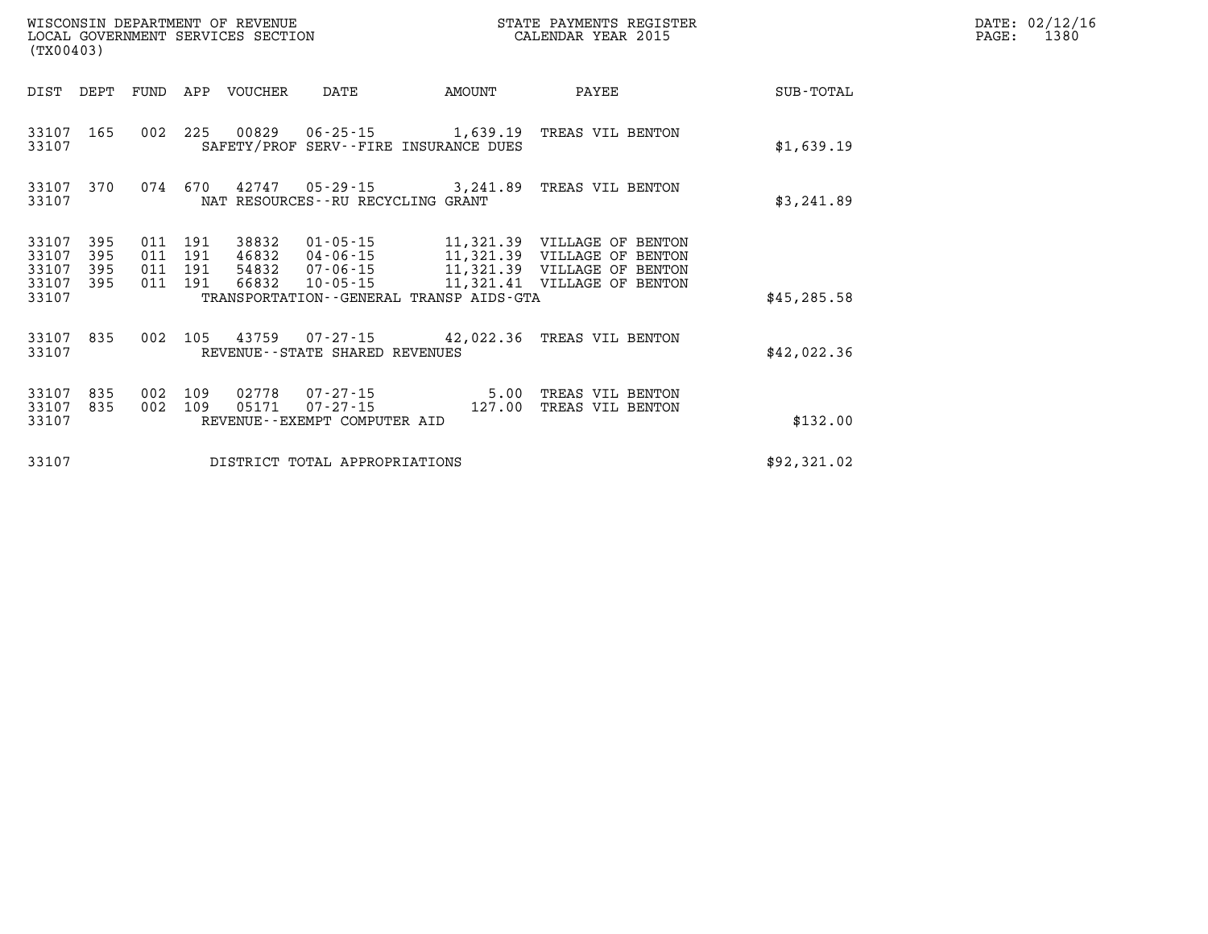WISCONSIN DEPARTMENT OF REVENUE
LOCAL GOVERNMENT SERVICES SECTION
(TX00403)

STATE PAYMENTS REGISTER
CALENDAR YEAR 2015

DATE: 02/12/16
PAGE: 1380

| DIST | DEPT | FUND | APP | VOUCHER | DATE | AMOUNT | PAYEE | SUB-TOTAL |
|---|---|---|---|---|---|---|---|---|
| 33107 | 165 | 002 | 225 | 00829 | 06-25-15 | 1,639.19 | TREAS VIL BENTON | |
| 33107 | | | | | SAFETY/PROF SERV--FIRE INSURANCE DUES | | | $1,639.19 |
| 33107 | 370 | 074 | 670 | 42747 | 05-29-15 | 3,241.89 | TREAS VIL BENTON | |
| 33107 | | | | | NAT RESOURCES--RU RECYCLING GRANT | | | $3,241.89 |
| 33107 | 395 | 011 | 191 | 38832 | 01-05-15 | 11,321.39 | VILLAGE OF BENTON | |
| 33107 | 395 | 011 | 191 | 46832 | 04-06-15 | 11,321.39 | VILLAGE OF BENTON | |
| 33107 | 395 | 011 | 191 | 54832 | 07-06-15 | 11,321.39 | VILLAGE OF BENTON | |
| 33107 | 395 | 011 | 191 | 66832 | 10-05-15 | 11,321.41 | VILLAGE OF BENTON | |
| 33107 | | | | | TRANSPORTATION--GENERAL TRANSP AIDS-GTA | | | $45,285.58 |
| 33107 | 835 | 002 | 105 | 43759 | 07-27-15 | 42,022.36 | TREAS VIL BENTON | |
| 33107 | | | | | REVENUE--STATE SHARED REVENUES | | | $42,022.36 |
| 33107 | 835 | 002 | 109 | 02778 | 07-27-15 | 5.00 | TREAS VIL BENTON | |
| 33107 | 835 | 002 | 109 | 05171 | 07-27-15 | 127.00 | TREAS VIL BENTON | |
| 33107 | | | | | REVENUE--EXEMPT COMPUTER AID | | | $132.00 |
| 33107 | | | | | DISTRICT TOTAL APPROPRIATIONS | | | $92,321.02 |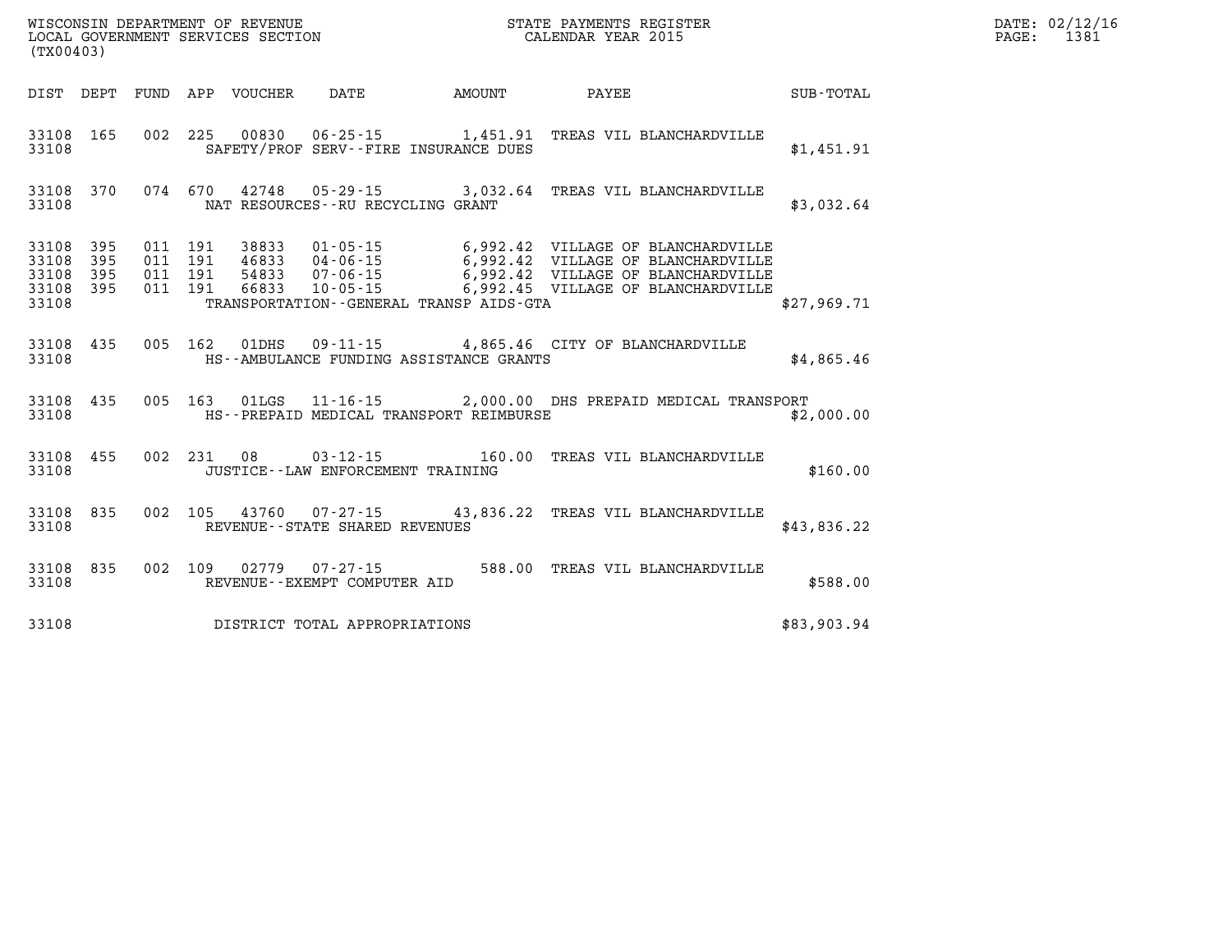WISCONSIN DEPARTMENT OF REVENUE
LOCAL GOVERNMENT SERVICES SECTION
(TX00403)

STATE PAYMENTS REGISTER
CALENDAR YEAR 2015

DATE: 02/12/16
PAGE: 1381

| DIST | DEPT | FUND | APP | VOUCHER | DATE | AMOUNT | PAYEE | SUB-TOTAL |
|---|---|---|---|---|---|---|---|---|
| 33108 | 165 | 002 | 225 | 00830 | 06-25-15 | 1,451.91 | TREAS VIL BLANCHARDVILLE | |
| 33108 | | | | | SAFETY/PROF SERV--FIRE INSURANCE DUES | | | $1,451.91 |
| 33108 | 370 | 074 | 670 | 42748 | 05-29-15 | 3,032.64 | TREAS VIL BLANCHARDVILLE | |
| 33108 | | | | | NAT RESOURCES--RU RECYCLING GRANT | | | $3,032.64 |
| 33108 | 395 | 011 | 191 | 38833 | 01-05-15 | 6,992.42 | VILLAGE OF BLANCHARDVILLE | |
| 33108 | 395 | 011 | 191 | 46833 | 04-06-15 | 6,992.42 | VILLAGE OF BLANCHARDVILLE | |
| 33108 | 395 | 011 | 191 | 54833 | 07-06-15 | 6,992.42 | VILLAGE OF BLANCHARDVILLE | |
| 33108 | 395 | 011 | 191 | 66833 | 10-05-15 | 6,992.45 | VILLAGE OF BLANCHARDVILLE | |
| 33108 | | | | | TRANSPORTATION--GENERAL TRANSP AIDS-GTA | | | $27,969.71 |
| 33108 | 435 | 005 | 162 | 01DHS | 09-11-15 | 4,865.46 | CITY OF BLANCHARDVILLE | |
| 33108 | | | | | HS--AMBULANCE FUNDING ASSISTANCE GRANTS | | | $4,865.46 |
| 33108 | 435 | 005 | 163 | 01LGS | 11-16-15 | 2,000.00 | DHS PREPAID MEDICAL TRANSPORT | |
| 33108 | | | | | HS--PREPAID MEDICAL TRANSPORT REIMBURSE | | | $2,000.00 |
| 33108 | 455 | 002 | 231 | 08 | 03-12-15 | 160.00 | TREAS VIL BLANCHARDVILLE | |
| 33108 | | | | | JUSTICE--LAW ENFORCEMENT TRAINING | | | $160.00 |
| 33108 | 835 | 002 | 105 | 43760 | 07-27-15 | 43,836.22 | TREAS VIL BLANCHARDVILLE | |
| 33108 | | | | | REVENUE--STATE SHARED REVENUES | | | $43,836.22 |
| 33108 | 835 | 002 | 109 | 02779 | 07-27-15 | 588.00 | TREAS VIL BLANCHARDVILLE | |
| 33108 | | | | | REVENUE--EXEMPT COMPUTER AID | | | $588.00 |
| 33108 | | | | | DISTRICT TOTAL APPROPRIATIONS | | | $83,903.94 |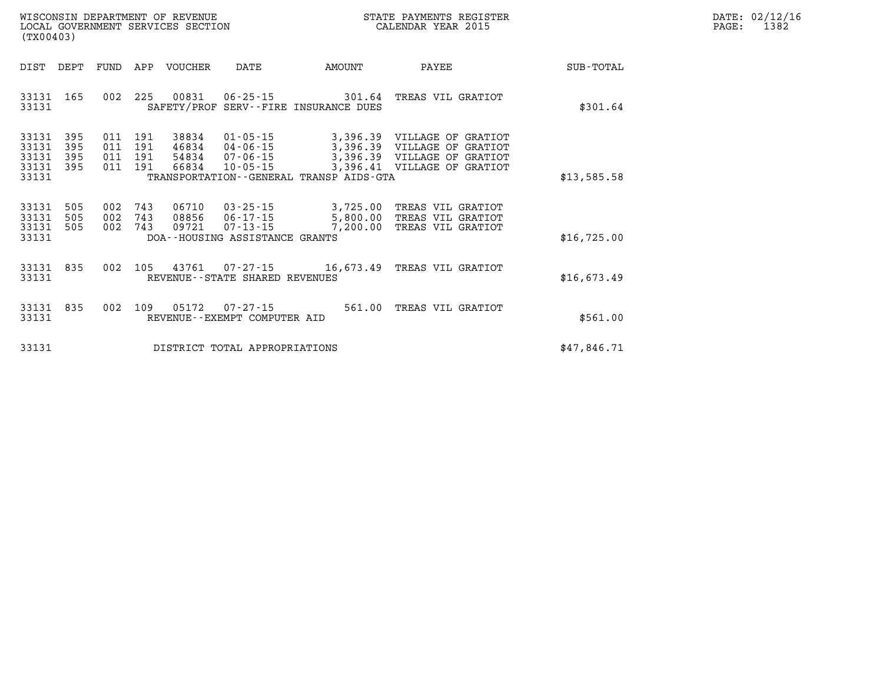WISCONSIN DEPARTMENT OF REVENUE
LOCAL GOVERNMENT SERVICES SECTION
(TX00403)

STATE PAYMENTS REGISTER
CALENDAR YEAR 2015

DATE: 02/12/16

| DIST | DEPT | FUND | APP | VOUCHER | DATE | AMOUNT | PAYEE | SUB-TOTAL |
|---|---|---|---|---|---|---|---|---|
| 33131 | 165 | 002 | 225 | 00831 | 06-25-15 | 301.64 | TREAS VIL GRATIOT | |
| 33131 | | | | SAFETY/PROF SERV--FIRE INSURANCE DUES | | | | $301.64 |
| 33131 | 395 | 011 | 191 | 38834 | 01-05-15 | 3,396.39 | VILLAGE OF GRATIOT | |
| 33131 | 395 | 011 | 191 | 46834 | 04-06-15 | 3,396.39 | VILLAGE OF GRATIOT | |
| 33131 | 395 | 011 | 191 | 54834 | 07-06-15 | 3,396.39 | VILLAGE OF GRATIOT | |
| 33131 | 395 | 011 | 191 | 66834 | 10-05-15 | 3,396.41 | VILLAGE OF GRATIOT | |
| 33131 | | | | TRANSPORTATION--GENERAL TRANSP AIDS-GTA | | | | $13,585.58 |
| 33131 | 505 | 002 | 743 | 06710 | 03-25-15 | 3,725.00 | TREAS VIL GRATIOT | |
| 33131 | 505 | 002 | 743 | 08856 | 06-17-15 | 5,800.00 | TREAS VIL GRATIOT | |
| 33131 | 505 | 002 | 743 | 09721 | 07-13-15 | 7,200.00 | TREAS VIL GRATIOT | |
| 33131 | | | | DOA--HOUSING ASSISTANCE GRANTS | | | | $16,725.00 |
| 33131 | 835 | 002 | 105 | 43761 | 07-27-15 | 16,673.49 | TREAS VIL GRATIOT | |
| 33131 | | | | REVENUE--STATE SHARED REVENUES | | | | $16,673.49 |
| 33131 | 835 | 002 | 109 | 05172 | 07-27-15 | 561.00 | TREAS VIL GRATIOT | |
| 33131 | | | | REVENUE--EXEMPT COMPUTER AID | | | | $561.00 |
| 33131 | | | | DISTRICT TOTAL APPROPRIATIONS | | | | $47,846.71 |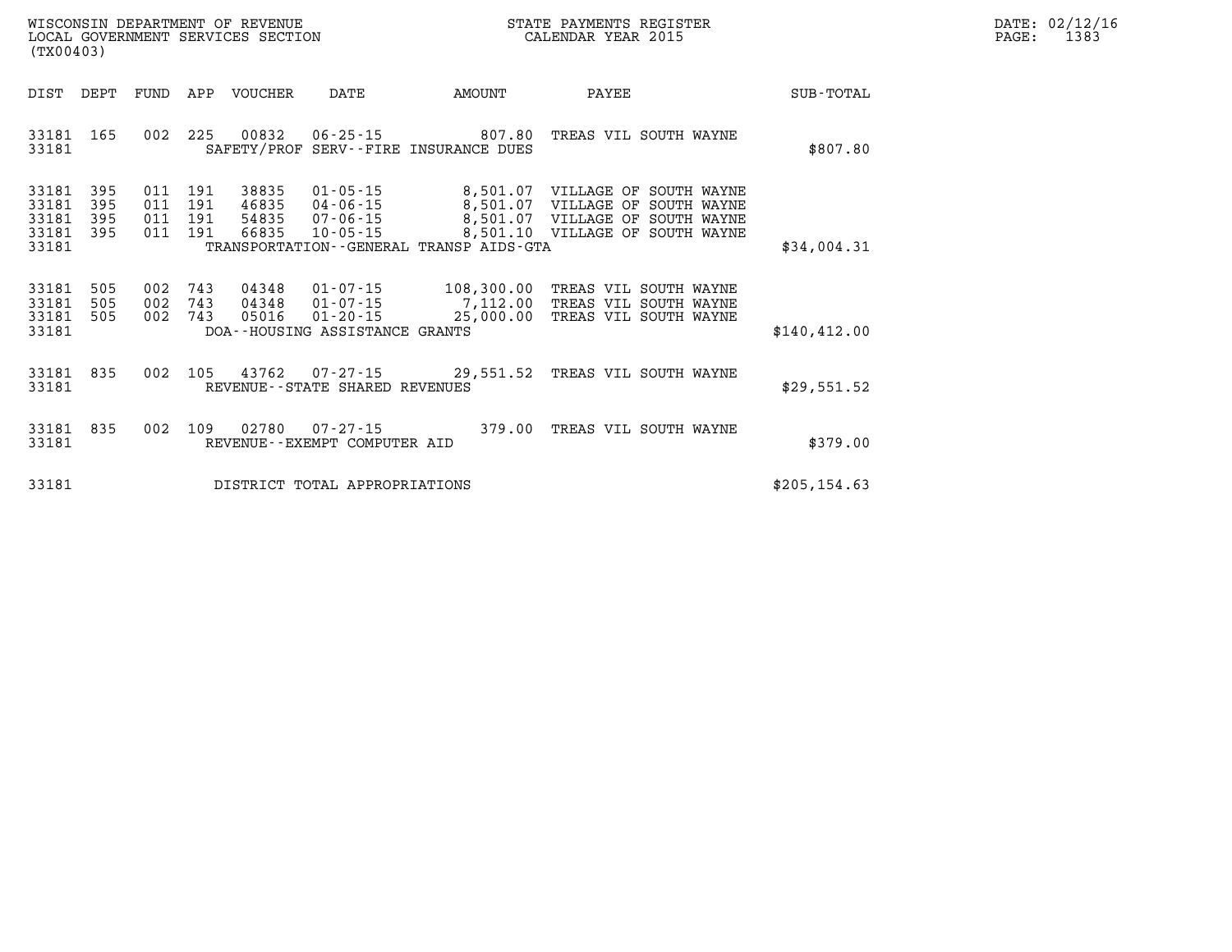WISCONSIN DEPARTMENT OF REVENUE
LOCAL GOVERNMENT SERVICES SECTION
(TX00403)

STATE PAYMENTS REGISTER
CALENDAR YEAR 2015

DATE: 02/12/16
PAGE: 1383

| DIST | DEPT | FUND | APP | VOUCHER | DATE | AMOUNT | PAYEE | SUB-TOTAL |
|---|---|---|---|---|---|---|---|---|
| 33181 | 165 | 002 | 225 | 00832 | 06-25-15 | 807.80 | TREAS VIL SOUTH WAYNE | |
| 33181 | | | | | SAFETY/PROF SERV--FIRE INSURANCE DUES | | | $807.80 |
| 33181 | 395 | 011 | 191 | 38835 | 01-05-15 | 8,501.07 | VILLAGE OF SOUTH WAYNE | |
| 33181 | 395 | 011 | 191 | 46835 | 04-06-15 | 8,501.07 | VILLAGE OF SOUTH WAYNE | |
| 33181 | 395 | 011 | 191 | 54835 | 07-06-15 | 8,501.07 | VILLAGE OF SOUTH WAYNE | |
| 33181 | 395 | 011 | 191 | 66835 | 10-05-15 | 8,501.10 | VILLAGE OF SOUTH WAYNE | |
| 33181 | | | | | TRANSPORTATION--GENERAL TRANSP AIDS-GTA | | | $34,004.31 |
| 33181 | 505 | 002 | 743 | 04348 | 01-07-15 | 108,300.00 | TREAS VIL SOUTH WAYNE | |
| 33181 | 505 | 002 | 743 | 04348 | 01-07-15 | 7,112.00 | TREAS VIL SOUTH WAYNE | |
| 33181 | 505 | 002 | 743 | 05016 | 01-20-15 | 25,000.00 | TREAS VIL SOUTH WAYNE | |
| 33181 | | | | | DOA--HOUSING ASSISTANCE GRANTS | | | $140,412.00 |
| 33181 | 835 | 002 | 105 | 43762 | 07-27-15 | 29,551.52 | TREAS VIL SOUTH WAYNE | |
| 33181 | | | | | REVENUE--STATE SHARED REVENUES | | | $29,551.52 |
| 33181 | 835 | 002 | 109 | 02780 | 07-27-15 | 379.00 | TREAS VIL SOUTH WAYNE | |
| 33181 | | | | | REVENUE--EXEMPT COMPUTER AID | | | $379.00 |
| 33181 | | | | | DISTRICT TOTAL APPROPRIATIONS | | | $205,154.63 |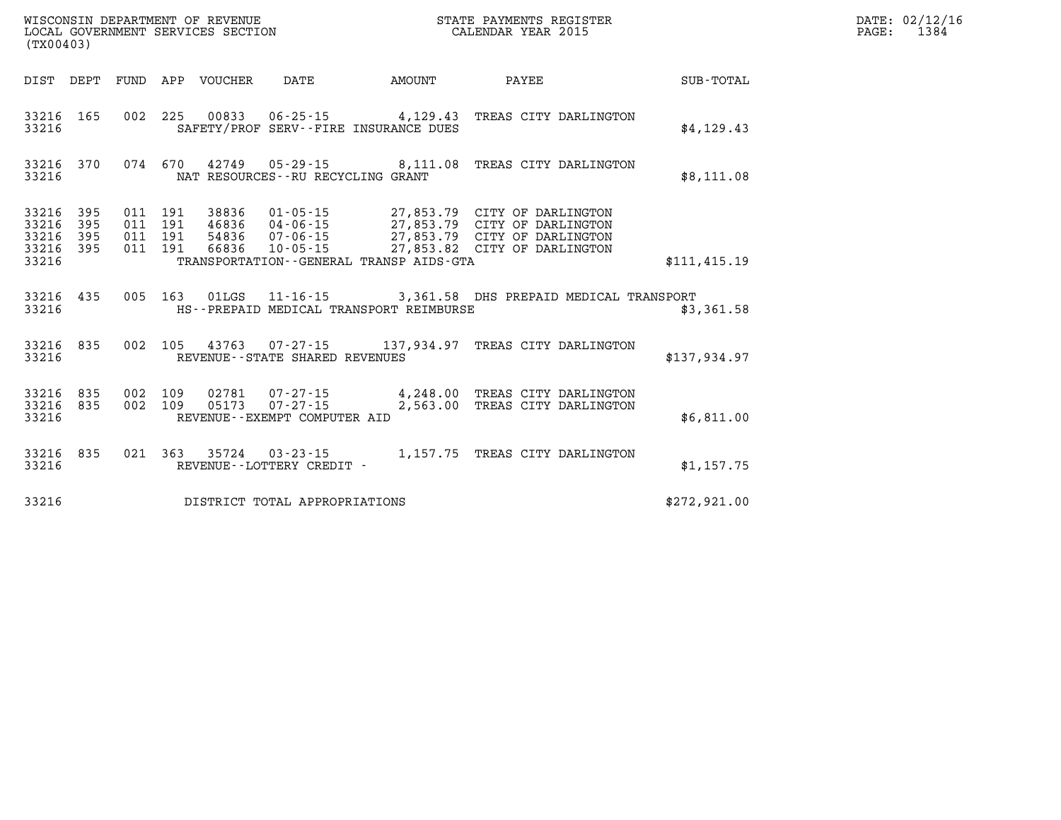WISCONSIN DEPARTMENT OF REVENUE
LOCAL GOVERNMENT SERVICES SECTION
(TX00403)

STATE PAYMENTS REGISTER
CALENDAR YEAR 2015

DATE: 02/12/16
PAGE: 1384

| DIST | DEPT | FUND | APP | VOUCHER | DATE | AMOUNT | PAYEE | SUB-TOTAL |
|---|---|---|---|---|---|---|---|---|
| 33216 | 165 | 002 | 225 | 00833 | 06-25-15 | 4,129.43 | TREAS CITY DARLINGTON | |
| 33216 | | | | | SAFETY/PROF SERV--FIRE INSURANCE DUES | | | $4,129.43 |
| 33216 | 370 | 074 | 670 | 42749 | 05-29-15 | 8,111.08 | TREAS CITY DARLINGTON | |
| 33216 | | | | | NAT RESOURCES--RU RECYCLING GRANT | | | $8,111.08 |
| 33216 | 395 | 011 | 191 | 38836 | 01-05-15 | 27,853.79 | CITY OF DARLINGTON | |
| 33216 | 395 | 011 | 191 | 46836 | 04-06-15 | 27,853.79 | CITY OF DARLINGTON | |
| 33216 | 395 | 011 | 191 | 54836 | 07-06-15 | 27,853.79 | CITY OF DARLINGTON | |
| 33216 | 395 | 011 | 191 | 66836 | 10-05-15 | 27,853.82 | CITY OF DARLINGTON | |
| 33216 | | | | | TRANSPORTATION--GENERAL TRANSP AIDS-GTA | | | $111,415.19 |
| 33216 | 435 | 005 | 163 | 01LGS | 11-16-15 | 3,361.58 | DHS PREPAID MEDICAL TRANSPORT | |
| 33216 | | | | | HS--PREPAID MEDICAL TRANSPORT REIMBURSE | | | $3,361.58 |
| 33216 | 835 | 002 | 105 | 43763 | 07-27-15 | 137,934.97 | TREAS CITY DARLINGTON | |
| 33216 | | | | | REVENUE--STATE SHARED REVENUES | | | $137,934.97 |
| 33216 | 835 | 002 | 109 | 02781 | 07-27-15 | 4,248.00 | TREAS CITY DARLINGTON | |
| 33216 | 835 | 002 | 109 | 05173 | 07-27-15 | 2,563.00 | TREAS CITY DARLINGTON | |
| 33216 | | | | | REVENUE--EXEMPT COMPUTER AID | | | $6,811.00 |
| 33216 | 835 | 021 | 363 | 35724 | 03-23-15 | 1,157.75 | TREAS CITY DARLINGTON | |
| 33216 | | | | | REVENUE--LOTTERY CREDIT - | | | $1,157.75 |
| 33216 | | | | | DISTRICT TOTAL APPROPRIATIONS | | | $272,921.00 |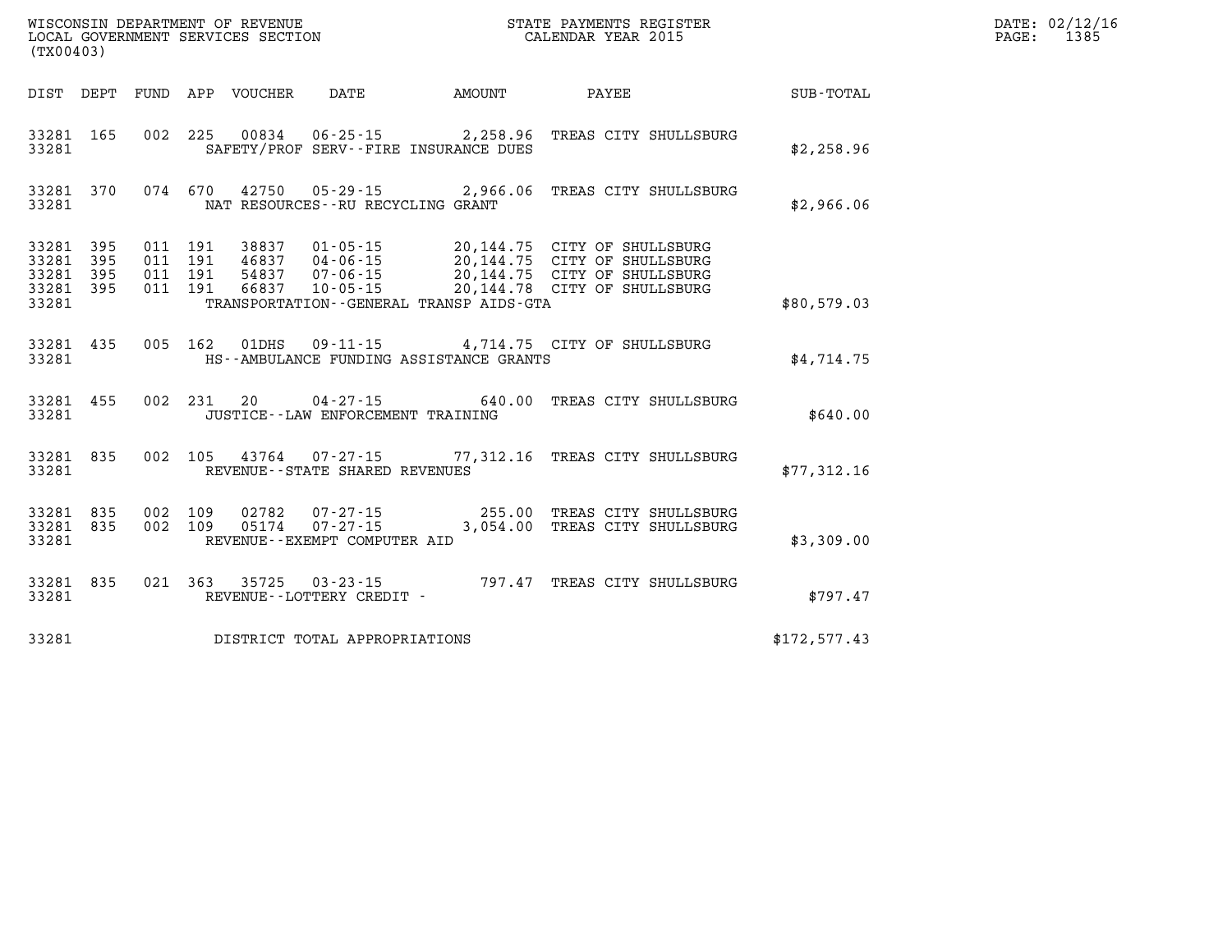WISCONSIN DEPARTMENT OF REVENUE
LOCAL GOVERNMENT SERVICES SECTION
(TX00403)

STATE PAYMENTS REGISTER
CALENDAR YEAR 2015

DATE: 02/12/16
PAGE: 1385

| DIST | DEPT | FUND | APP | VOUCHER | DATE | AMOUNT | PAYEE | SUB-TOTAL |
|---|---|---|---|---|---|---|---|---|
| 33281 | 165 | 002 | 225 | 00834 | 06-25-15 | 2,258.96 | TREAS CITY SHULLSBURG | |
| 33281 | | | | | SAFETY/PROF SERV--FIRE INSURANCE DUES | | | $2,258.96 |
| 33281 | 370 | 074 | 670 | 42750 | 05-29-15 | 2,966.06 | TREAS CITY SHULLSBURG | |
| 33281 | | | | | NAT RESOURCES--RU RECYCLING GRANT | | | $2,966.06 |
| 33281 | 395 | 011 | 191 | 38837 | 01-05-15 | 20,144.75 | CITY OF SHULLSBURG | |
| 33281 | 395 | 011 | 191 | 46837 | 04-06-15 | 20,144.75 | CITY OF SHULLSBURG | |
| 33281 | 395 | 011 | 191 | 54837 | 07-06-15 | 20,144.75 | CITY OF SHULLSBURG | |
| 33281 | 395 | 011 | 191 | 66837 | 10-05-15 | 20,144.78 | CITY OF SHULLSBURG | |
| 33281 | | | | | TRANSPORTATION--GENERAL TRANSP AIDS-GTA | | | $80,579.03 |
| 33281 | 435 | 005 | 162 | 01DHS | 09-11-15 | 4,714.75 | CITY OF SHULLSBURG | |
| 33281 | | | | | HS--AMBULANCE FUNDING ASSISTANCE GRANTS | | | $4,714.75 |
| 33281 | 455 | 002 | 231 | 20 | 04-27-15 | 640.00 | TREAS CITY SHULLSBURG | |
| 33281 | | | | | JUSTICE--LAW ENFORCEMENT TRAINING | | | $640.00 |
| 33281 | 835 | 002 | 105 | 43764 | 07-27-15 | 77,312.16 | TREAS CITY SHULLSBURG | |
| 33281 | | | | | REVENUE--STATE SHARED REVENUES | | | $77,312.16 |
| 33281 | 835 | 002 | 109 | 02782 | 07-27-15 | 255.00 | TREAS CITY SHULLSBURG | |
| 33281 | 835 | 002 | 109 | 05174 | 07-27-15 | 3,054.00 | TREAS CITY SHULLSBURG | |
| 33281 | | | | | REVENUE--EXEMPT COMPUTER AID | | | $3,309.00 |
| 33281 | 835 | 021 | 363 | 35725 | 03-23-15 | 797.47 | TREAS CITY SHULLSBURG | |
| 33281 | | | | | REVENUE--LOTTERY CREDIT - | | | $797.47 |
| 33281 | | | | | DISTRICT TOTAL APPROPRIATIONS | | | $172,577.43 |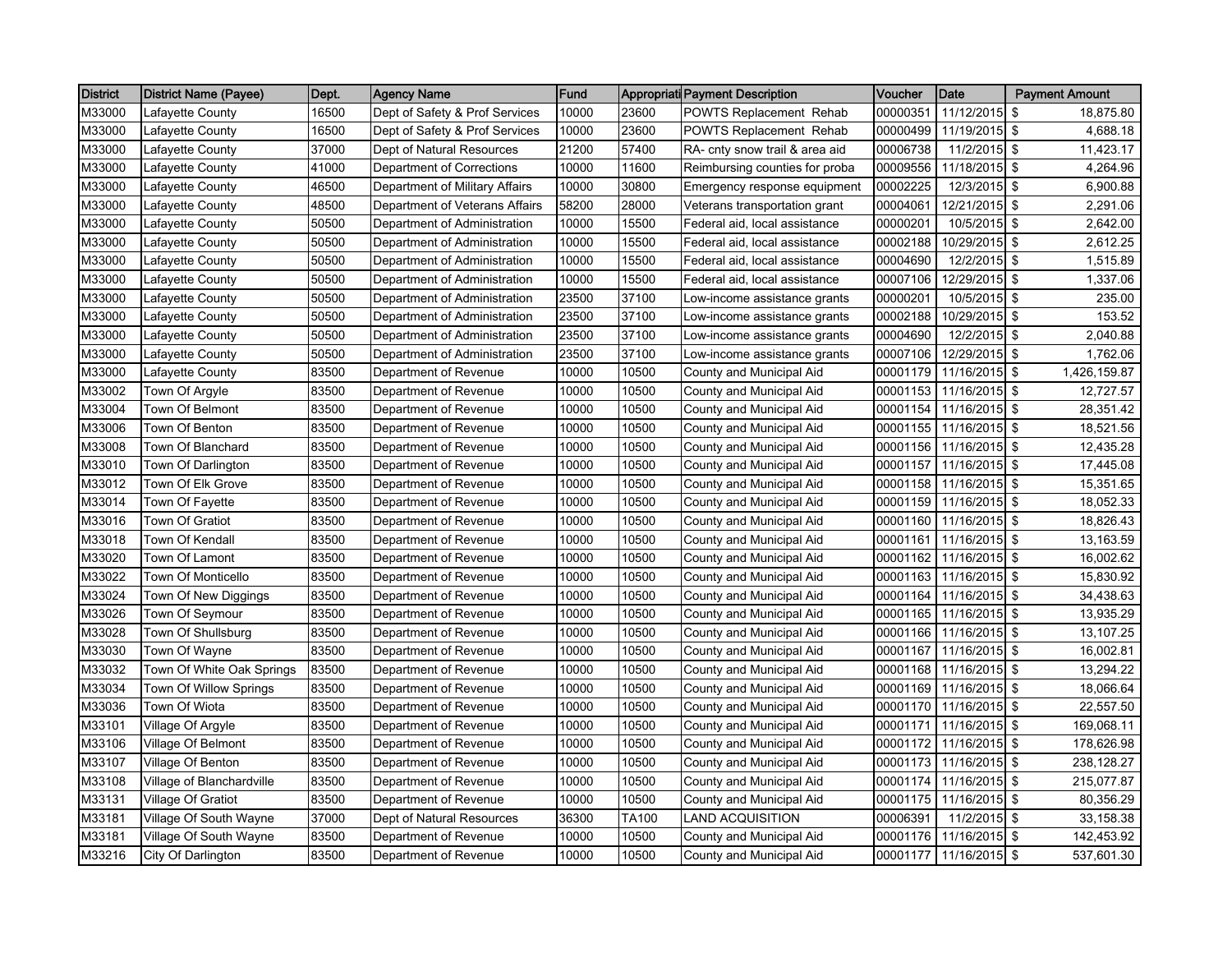| District | District Name (Payee) | Dept. | Agency Name | Fund | Appropriati | Payment Description | Voucher | Date | Payment Amount |
|---|---|---|---|---|---|---|---|---|---|
| M33000 | Lafayette County | 16500 | Dept of Safety & Prof Services | 10000 | 23600 | POWTS Replacement Rehab | 00000351 | 11/12/2015 | $ 18,875.80 |
| M33000 | Lafayette County | 16500 | Dept of Safety & Prof Services | 10000 | 23600 | POWTS Replacement Rehab | 00000499 | 11/19/2015 | $ 4,688.18 |
| M33000 | Lafayette County | 37000 | Dept of Natural Resources | 21200 | 57400 | RA- cnty snow trail & area aid | 00006738 | 11/2/2015 | $ 11,423.17 |
| M33000 | Lafayette County | 41000 | Department of Corrections | 10000 | 11600 | Reimbursing counties for proba | 00009556 | 11/18/2015 | $ 4,264.96 |
| M33000 | Lafayette County | 46500 | Department of Military Affairs | 10000 | 30800 | Emergency response equipment | 00002225 | 12/3/2015 | $ 6,900.88 |
| M33000 | Lafayette County | 48500 | Department of Veterans Affairs | 58200 | 28000 | Veterans transportation grant | 00004061 | 12/21/2015 | $ 2,291.06 |
| M33000 | Lafayette County | 50500 | Department of Administration | 10000 | 15500 | Federal aid, local assistance | 00000201 | 10/5/2015 | $ 2,642.00 |
| M33000 | Lafayette County | 50500 | Department of Administration | 10000 | 15500 | Federal aid, local assistance | 00002188 | 10/29/2015 | $ 2,612.25 |
| M33000 | Lafayette County | 50500 | Department of Administration | 10000 | 15500 | Federal aid, local assistance | 00004690 | 12/2/2015 | $ 1,515.89 |
| M33000 | Lafayette County | 50500 | Department of Administration | 10000 | 15500 | Federal aid, local assistance | 00007106 | 12/29/2015 | $ 1,337.06 |
| M33000 | Lafayette County | 50500 | Department of Administration | 23500 | 37100 | Low-income assistance grants | 00000201 | 10/5/2015 | $ 235.00 |
| M33000 | Lafayette County | 50500 | Department of Administration | 23500 | 37100 | Low-income assistance grants | 00002188 | 10/29/2015 | $ 153.52 |
| M33000 | Lafayette County | 50500 | Department of Administration | 23500 | 37100 | Low-income assistance grants | 00004690 | 12/2/2015 | $ 2,040.88 |
| M33000 | Lafayette County | 50500 | Department of Administration | 23500 | 37100 | Low-income assistance grants | 00007106 | 12/29/2015 | $ 1,762.06 |
| M33000 | Lafayette County | 83500 | Department of Revenue | 10000 | 10500 | County and Municipal Aid | 00001179 | 11/16/2015 | $ 1,426,159.87 |
| M33002 | Town Of Argyle | 83500 | Department of Revenue | 10000 | 10500 | County and Municipal Aid | 00001153 | 11/16/2015 | $ 12,727.57 |
| M33004 | Town Of Belmont | 83500 | Department of Revenue | 10000 | 10500 | County and Municipal Aid | 00001154 | 11/16/2015 | $ 28,351.42 |
| M33006 | Town Of Benton | 83500 | Department of Revenue | 10000 | 10500 | County and Municipal Aid | 00001155 | 11/16/2015 | $ 18,521.56 |
| M33008 | Town Of Blanchard | 83500 | Department of Revenue | 10000 | 10500 | County and Municipal Aid | 00001156 | 11/16/2015 | $ 12,435.28 |
| M33010 | Town Of Darlington | 83500 | Department of Revenue | 10000 | 10500 | County and Municipal Aid | 00001157 | 11/16/2015 | $ 17,445.08 |
| M33012 | Town Of Elk Grove | 83500 | Department of Revenue | 10000 | 10500 | County and Municipal Aid | 00001158 | 11/16/2015 | $ 15,351.65 |
| M33014 | Town Of Fayette | 83500 | Department of Revenue | 10000 | 10500 | County and Municipal Aid | 00001159 | 11/16/2015 | $ 18,052.33 |
| M33016 | Town Of Gratiot | 83500 | Department of Revenue | 10000 | 10500 | County and Municipal Aid | 00001160 | 11/16/2015 | $ 18,826.43 |
| M33018 | Town Of Kendall | 83500 | Department of Revenue | 10000 | 10500 | County and Municipal Aid | 00001161 | 11/16/2015 | $ 13,163.59 |
| M33020 | Town Of Lamont | 83500 | Department of Revenue | 10000 | 10500 | County and Municipal Aid | 00001162 | 11/16/2015 | $ 16,002.62 |
| M33022 | Town Of Monticello | 83500 | Department of Revenue | 10000 | 10500 | County and Municipal Aid | 00001163 | 11/16/2015 | $ 15,830.92 |
| M33024 | Town Of New Diggings | 83500 | Department of Revenue | 10000 | 10500 | County and Municipal Aid | 00001164 | 11/16/2015 | $ 34,438.63 |
| M33026 | Town Of Seymour | 83500 | Department of Revenue | 10000 | 10500 | County and Municipal Aid | 00001165 | 11/16/2015 | $ 13,935.29 |
| M33028 | Town Of Shullsburg | 83500 | Department of Revenue | 10000 | 10500 | County and Municipal Aid | 00001166 | 11/16/2015 | $ 13,107.25 |
| M33030 | Town Of Wayne | 83500 | Department of Revenue | 10000 | 10500 | County and Municipal Aid | 00001167 | 11/16/2015 | $ 16,002.81 |
| M33032 | Town Of White Oak Springs | 83500 | Department of Revenue | 10000 | 10500 | County and Municipal Aid | 00001168 | 11/16/2015 | $ 13,294.22 |
| M33034 | Town Of Willow Springs | 83500 | Department of Revenue | 10000 | 10500 | County and Municipal Aid | 00001169 | 11/16/2015 | $ 18,066.64 |
| M33036 | Town Of Wiota | 83500 | Department of Revenue | 10000 | 10500 | County and Municipal Aid | 00001170 | 11/16/2015 | $ 22,557.50 |
| M33101 | Village Of Argyle | 83500 | Department of Revenue | 10000 | 10500 | County and Municipal Aid | 00001171 | 11/16/2015 | $ 169,068.11 |
| M33106 | Village Of Belmont | 83500 | Department of Revenue | 10000 | 10500 | County and Municipal Aid | 00001172 | 11/16/2015 | $ 178,626.98 |
| M33107 | Village Of Benton | 83500 | Department of Revenue | 10000 | 10500 | County and Municipal Aid | 00001173 | 11/16/2015 | $ 238,128.27 |
| M33108 | Village of Blanchardville | 83500 | Department of Revenue | 10000 | 10500 | County and Municipal Aid | 00001174 | 11/16/2015 | $ 215,077.87 |
| M33131 | Village Of Gratiot | 83500 | Department of Revenue | 10000 | 10500 | County and Municipal Aid | 00001175 | 11/16/2015 | $ 80,356.29 |
| M33181 | Village Of South Wayne | 37000 | Dept of Natural Resources | 36300 | TA100 | LAND ACQUISITION | 00006391 | 11/2/2015 | $ 33,158.38 |
| M33181 | Village Of South Wayne | 83500 | Department of Revenue | 10000 | 10500 | County and Municipal Aid | 00001176 | 11/16/2015 | $ 142,453.92 |
| M33216 | City Of Darlington | 83500 | Department of Revenue | 10000 | 10500 | County and Municipal Aid | 00001177 | 11/16/2015 | $ 537,601.30 |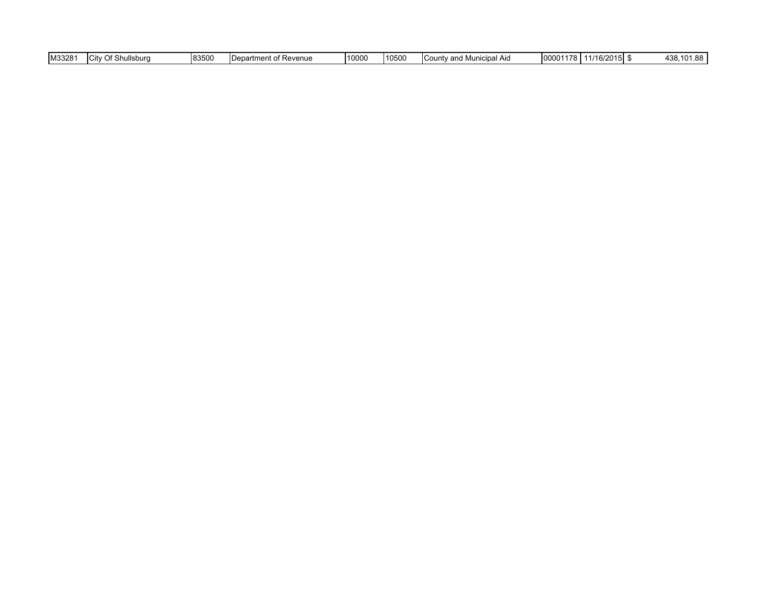| | | | | | | | | | | |
|---|---|---|---|---|---|---|---|---|---|---|
| M33281 | City Of Shullsburg | 83500 | Department of Revenue | 10000 | 10500 | County and Municipal Aid | 00001178 | 11/16/2015 | $ | 438,101.88 |